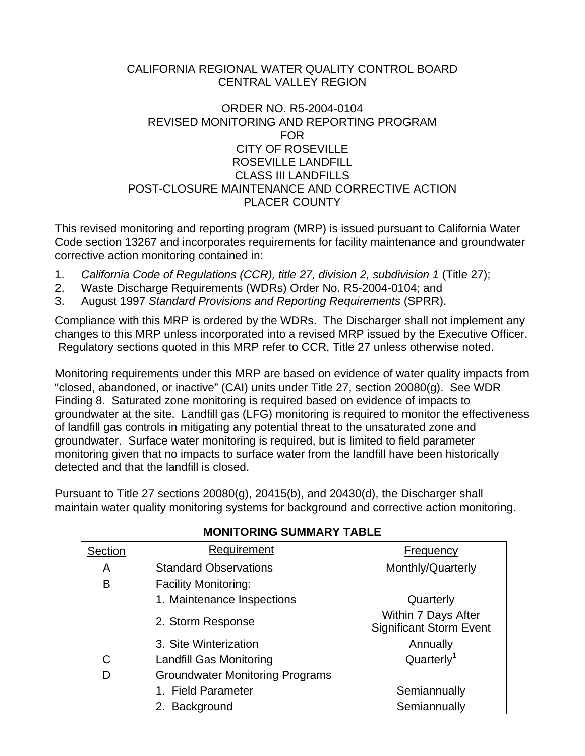CALIFORNIA REGIONAL WATER QUALITY CONTROL BOARD
CENTRAL VALLEY REGION

ORDER NO. R5-2004-0104
REVISED MONITORING AND REPORTING PROGRAM
FOR
CITY OF ROSEVILLE
ROSEVILLE LANDFILL
CLASS III LANDFILLS
POST-CLOSURE MAINTENANCE AND CORRECTIVE ACTION
PLACER COUNTY

This revised monitoring and reporting program (MRP) is issued pursuant to California Water Code section 13267 and incorporates requirements for facility maintenance and groundwater corrective action monitoring contained in:

1. *California Code of Regulations (CCR), title 27, division 2, subdivision 1* (Title 27);
2. Waste Discharge Requirements (WDRs) Order No. R5-2004-0104; and
3. August 1997 *Standard Provisions and Reporting Requirements* (SPRR).

Compliance with this MRP is ordered by the WDRs. The Discharger shall not implement any changes to this MRP unless incorporated into a revised MRP issued by the Executive Officer. Regulatory sections quoted in this MRP refer to CCR, Title 27 unless otherwise noted.

Monitoring requirements under this MRP are based on evidence of water quality impacts from "closed, abandoned, or inactive" (CAI) units under Title 27, section 20080(g). See WDR Finding 8. Saturated zone monitoring is required based on evidence of impacts to groundwater at the site. Landfill gas (LFG) monitoring is required to monitor the effectiveness of landfill gas controls in mitigating any potential threat to the unsaturated zone and groundwater. Surface water monitoring is required, but is limited to field parameter monitoring given that no impacts to surface water from the landfill have been historically detected and that the landfill is closed.

Pursuant to Title 27 sections 20080(g), 20415(b), and 20430(d), the Discharger shall maintain water quality monitoring systems for background and corrective action monitoring.

**MONITORING SUMMARY TABLE**

| Section | Requirement | Frequency |
|---|---|---|
| A | Standard Observations | Monthly/Quarterly |
| B | Facility Monitoring: | |
| | 1. Maintenance Inspections | Quarterly |
| | 2. Storm Response | Within 7 Days After Significant Storm Event |
| | 3. Site Winterization | Annually |
| C | Landfill Gas Monitoring | Quarterly[1] |
| D | Groundwater Monitoring Programs | |
| | 1. Field Parameter | Semiannually |
| | 2. Background | Semiannually |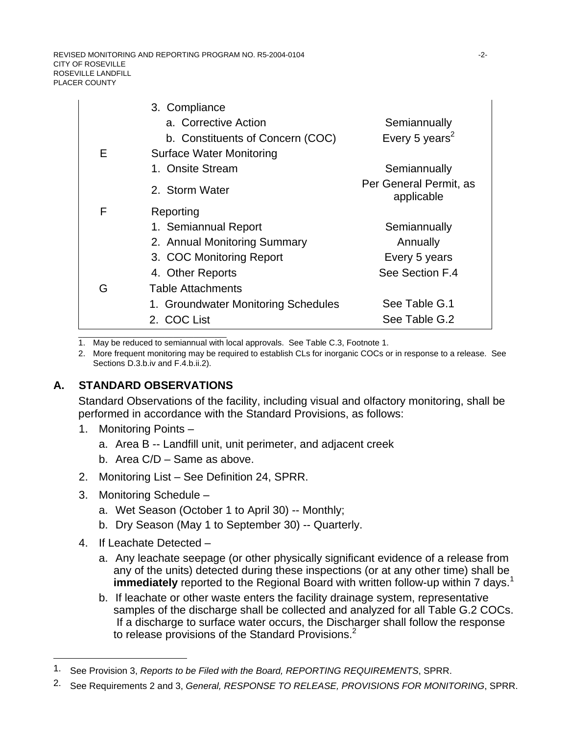| | | |
|---|---|---|
| | 3. Compliance | |
| | a. Corrective Action | Semiannually |
| | b. Constituents of Concern (COC) | Every 5 years[2] |
| E | Surface Water Monitoring | |
| | 1. Onsite Stream | Semiannually |
| | 2. Storm Water | Per General Permit, as applicable |
| F | Reporting | |
| | 1. Semiannual Report | Semiannually |
| | 2. Annual Monitoring Summary | Annually |
| | 3. COC Monitoring Report | Every 5 years |
| | 4. Other Reports | See Section F.4 |
| G | Table Attachments | |
| | 1. Groundwater Monitoring Schedules | See Table G.1 |
| | 2. COC List | See Table G.2 |

1. May be reduced to semiannual with local approvals. See Table C.3, Footnote 1.
2. More frequent monitoring may be required to establish CLs for inorganic COCs or in response to a release. See Sections D.3.b.iv and F.4.b.ii.2).

## A. STANDARD OBSERVATIONS

Standard Observations of the facility, including visual and olfactory monitoring, shall be performed in accordance with the Standard Provisions, as follows:

1. Monitoring Points –
   a. Area B -- Landfill unit, unit perimeter, and adjacent creek
   b. Area C/D – Same as above.
2. Monitoring List – See Definition 24, SPRR.
3. Monitoring Schedule –
   a. Wet Season (October 1 to April 30) -- Monthly;
   b. Dry Season (May 1 to September 30) -- Quarterly.
4. If Leachate Detected –
   a. Any leachate seepage (or other physically significant evidence of a release from any of the units) detected during these inspections (or at any other time) shall be **immediately** reported to the Regional Board with written follow-up within 7 days.[1]
   b. If leachate or other waste enters the facility drainage system, representative samples of the discharge shall be collected and analyzed for all Table G.2 COCs. If a discharge to surface water occurs, the Discharger shall follow the response to release provisions of the Standard Provisions.[2]

---

1. See Provision 3, *Reports to be Filed with the Board, REPORTING REQUIREMENTS*, SPRR.
2. See Requirements 2 and 3, *General, RESPONSE TO RELEASE, PROVISIONS FOR MONITORING*, SPRR.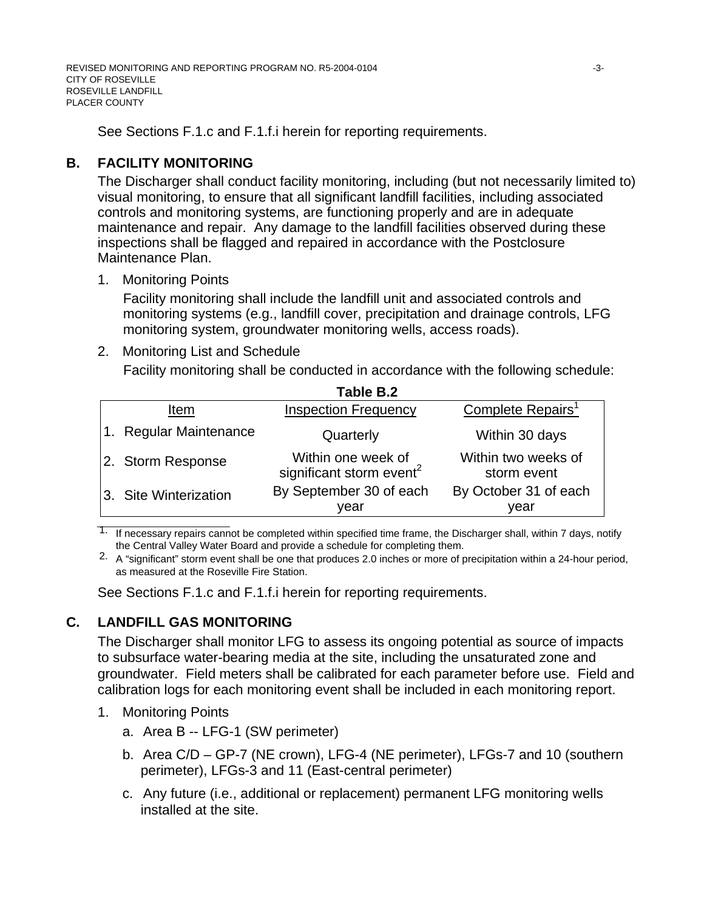See Sections F.1.c and F.1.f.i herein for reporting requirements.

## B. FACILITY MONITORING

The Discharger shall conduct facility monitoring, including (but not necessarily limited to) visual monitoring, to ensure that all significant landfill facilities, including associated controls and monitoring systems, are functioning properly and are in adequate maintenance and repair. Any damage to the landfill facilities observed during these inspections shall be flagged and repaired in accordance with the Postclosure Maintenance Plan.

1. Monitoring Points

   Facility monitoring shall include the landfill unit and associated controls and monitoring systems (e.g., landfill cover, precipitation and drainage controls, LFG monitoring system, groundwater monitoring wells, access roads).

2. Monitoring List and Schedule

   Facility monitoring shall be conducted in accordance with the following schedule:

**Table B.2**

| Item | Inspection Frequency | Complete Repairs[1] |
|---|---|---|
| 1. Regular Maintenance | Quarterly | Within 30 days |
| 2. Storm Response | Within one week of significant storm event[2] | Within two weeks of storm event |
| 3. Site Winterization | By September 30 of each year | By October 31 of each year |

1. If necessary repairs cannot be completed within specified time frame, the Discharger shall, within 7 days, notify the Central Valley Water Board and provide a schedule for completing them.
2. A "significant" storm event shall be one that produces 2.0 inches or more of precipitation within a 24-hour period, as measured at the Roseville Fire Station.

See Sections F.1.c and F.1.f.i herein for reporting requirements.

## C. LANDFILL GAS MONITORING

The Discharger shall monitor LFG to assess its ongoing potential as source of impacts to subsurface water-bearing media at the site, including the unsaturated zone and groundwater. Field meters shall be calibrated for each parameter before use. Field and calibration logs for each monitoring event shall be included in each monitoring report.

1. Monitoring Points
   a. Area B -- LFG-1 (SW perimeter)
   b. Area C/D – GP-7 (NE crown), LFG-4 (NE perimeter), LFGs-7 and 10 (southern perimeter), LFGs-3 and 11 (East-central perimeter)
   c. Any future (i.e., additional or replacement) permanent LFG monitoring wells installed at the site.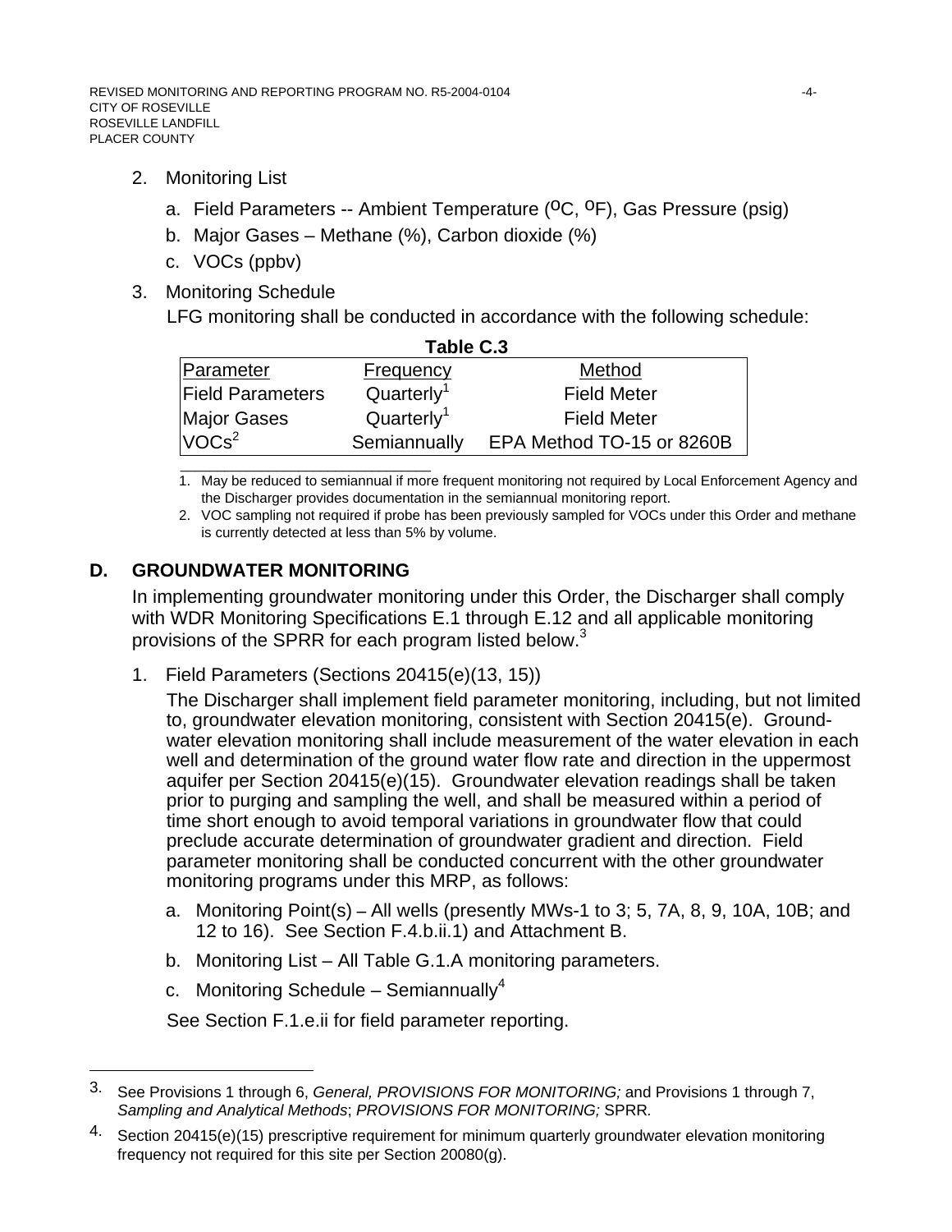2. Monitoring List

   a. Field Parameters -- Ambient Temperature (ºC, ºF), Gas Pressure (psig)

   b. Major Gases – Methane (%), Carbon dioxide (%)

   c. VOCs (ppbv)

3. Monitoring Schedule

   LFG monitoring shall be conducted in accordance with the following schedule:

**Table C.3**

| Parameter | Frequency | Method |
|---|---|---|
| Field Parameters | Quarterly[1] | Field Meter |
| Major Gases | Quarterly[1] | Field Meter |
| VOCs[2] | Semiannually | EPA Method TO-15 or 8260B |

1. May be reduced to semiannual if more frequent monitoring not required by Local Enforcement Agency and the Discharger provides documentation in the semiannual monitoring report.
2. VOC sampling not required if probe has been previously sampled for VOCs under this Order and methane is currently detected at less than 5% by volume.

## D. GROUNDWATER MONITORING

In implementing groundwater monitoring under this Order, the Discharger shall comply with WDR Monitoring Specifications E.1 through E.12 and all applicable monitoring provisions of the SPRR for each program listed below.[3]

1. Field Parameters (Sections 20415(e)(13, 15))

   The Discharger shall implement field parameter monitoring, including, but not limited to, groundwater elevation monitoring, consistent with Section 20415(e). Groundwater elevation monitoring shall include measurement of the water elevation in each well and determination of the ground water flow rate and direction in the uppermost aquifer per Section 20415(e)(15). Groundwater elevation readings shall be taken prior to purging and sampling the well, and shall be measured within a period of time short enough to avoid temporal variations in groundwater flow that could preclude accurate determination of groundwater gradient and direction. Field parameter monitoring shall be conducted concurrent with the other groundwater monitoring programs under this MRP, as follows:

   a. Monitoring Point(s) – All wells (presently MWs-1 to 3; 5, 7A, 8, 9, 10A, 10B; and 12 to 16). See Section F.4.b.ii.1) and Attachment B.

   b. Monitoring List – All Table G.1.A monitoring parameters.

   c. Monitoring Schedule – Semiannually[4]

   See Section F.1.e.ii for field parameter reporting.

---

3. See Provisions 1 through 6, *General, PROVISIONS FOR MONITORING;* and Provisions 1 through 7, *Sampling and Analytical Methods*; *PROVISIONS FOR MONITORING;* SPRR.

4. Section 20415(e)(15) prescriptive requirement for minimum quarterly groundwater elevation monitoring frequency not required for this site per Section 20080(g).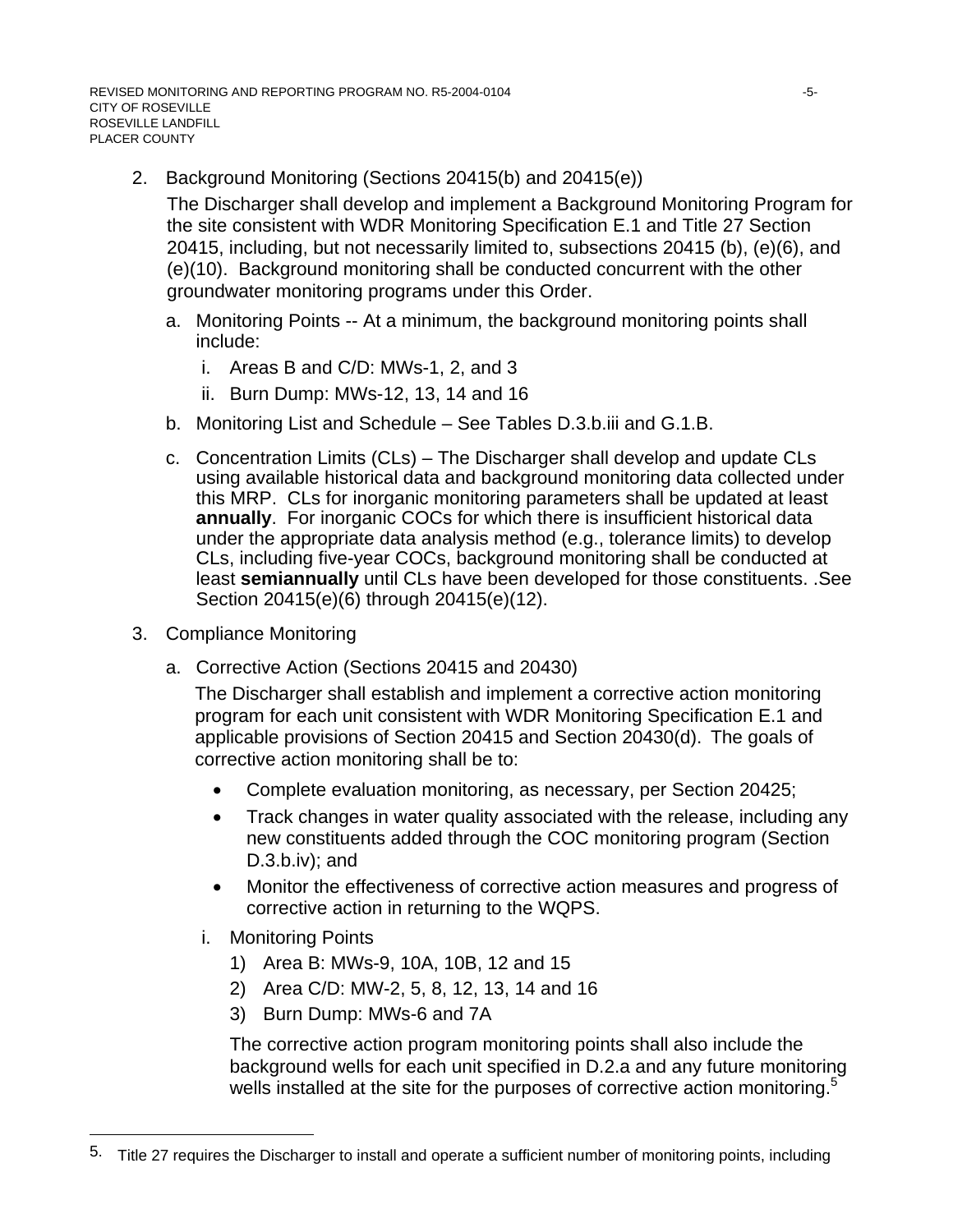2. Background Monitoring (Sections 20415(b) and 20415(e))

   The Discharger shall develop and implement a Background Monitoring Program for the site consistent with WDR Monitoring Specification E.1 and Title 27 Section 20415, including, but not necessarily limited to, subsections 20415 (b), (e)(6), and (e)(10). Background monitoring shall be conducted concurrent with the other groundwater monitoring programs under this Order.

   a. Monitoring Points -- At a minimum, the background monitoring points shall include:

      i. Areas B and C/D: MWs-1, 2, and 3

      ii. Burn Dump: MWs-12, 13, 14 and 16

   b. Monitoring List and Schedule – See Tables D.3.b.iii and G.1.B.

   c. Concentration Limits (CLs) – The Discharger shall develop and update CLs using available historical data and background monitoring data collected under this MRP. CLs for inorganic monitoring parameters shall be updated at least **annually**. For inorganic COCs for which there is insufficient historical data under the appropriate data analysis method (e.g., tolerance limits) to develop CLs, including five-year COCs, background monitoring shall be conducted at least **semiannually** until CLs have been developed for those constituents. .See Section 20415(e)(6) through 20415(e)(12).

3. Compliance Monitoring

   a. Corrective Action (Sections 20415 and 20430)

      The Discharger shall establish and implement a corrective action monitoring program for each unit consistent with WDR Monitoring Specification E.1 and applicable provisions of Section 20415 and Section 20430(d). The goals of corrective action monitoring shall be to:

      - Complete evaluation monitoring, as necessary, per Section 20425;
      - Track changes in water quality associated with the release, including any new constituents added through the COC monitoring program (Section D.3.b.iv); and
      - Monitor the effectiveness of corrective action measures and progress of corrective action in returning to the WQPS.

      i. Monitoring Points

         1) Area B: MWs-9, 10A, 10B, 12 and 15

         2) Area C/D: MW-2, 5, 8, 12, 13, 14 and 16

         3) Burn Dump: MWs-6 and 7A

         The corrective action program monitoring points shall also include the background wells for each unit specified in D.2.a and any future monitoring wells installed at the site for the purposes of corrective action monitoring.[5]

---

5. Title 27 requires the Discharger to install and operate a sufficient number of monitoring points, including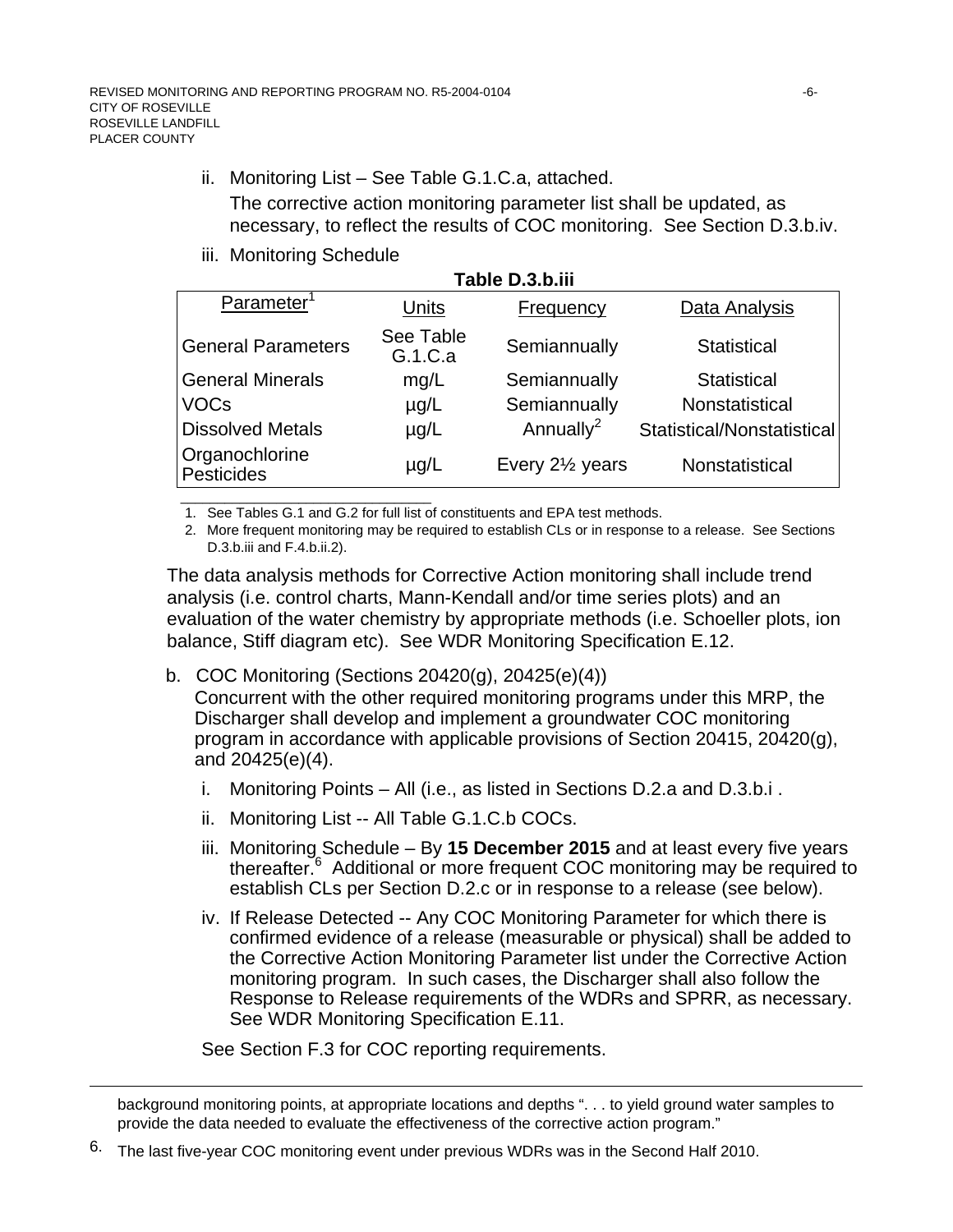ii. Monitoring List – See Table G.1.C.a, attached.

The corrective action monitoring parameter list shall be updated, as necessary, to reflect the results of COC monitoring. See Section D.3.b.iv.

iii. Monitoring Schedule

**Table D.3.b.iii**

| Parameter[1] | Units | Frequency | Data Analysis |
|---|---|---|---|
| General Parameters | See Table G.1.C.a | Semiannually | Statistical |
| General Minerals | mg/L | Semiannually | Statistical |
| VOCs | µg/L | Semiannually | Nonstatistical |
| Dissolved Metals | µg/L | Annually[2] | Statistical/Nonstatistical |
| Organochlorine Pesticides | µg/L | Every 2½ years | Nonstatistical |

1. See Tables G.1 and G.2 for full list of constituents and EPA test methods.
2. More frequent monitoring may be required to establish CLs or in response to a release. See Sections D.3.b.iii and F.4.b.ii.2).

The data analysis methods for Corrective Action monitoring shall include trend analysis (i.e. control charts, Mann-Kendall and/or time series plots) and an evaluation of the water chemistry by appropriate methods (i.e. Schoeller plots, ion balance, Stiff diagram etc). See WDR Monitoring Specification E.12.

b. COC Monitoring (Sections 20420(g), 20425(e)(4))

Concurrent with the other required monitoring programs under this MRP, the Discharger shall develop and implement a groundwater COC monitoring program in accordance with applicable provisions of Section 20415, 20420(g), and 20425(e)(4).

i. Monitoring Points – All (i.e., as listed in Sections D.2.a and D.3.b.i .

ii. Monitoring List -- All Table G.1.C.b COCs.

iii. Monitoring Schedule – By **15 December 2015** and at least every five years thereafter.[6] Additional or more frequent COC monitoring may be required to establish CLs per Section D.2.c or in response to a release (see below).

iv. If Release Detected -- Any COC Monitoring Parameter for which there is confirmed evidence of a release (measurable or physical) shall be added to the Corrective Action Monitoring Parameter list under the Corrective Action monitoring program. In such cases, the Discharger shall also follow the Response to Release requirements of the WDRs and SPRR, as necessary. See WDR Monitoring Specification E.11.

See Section F.3 for COC reporting requirements.

---

background monitoring points, at appropriate locations and depths ". . . to yield ground water samples to provide the data needed to evaluate the effectiveness of the corrective action program."

6. The last five-year COC monitoring event under previous WDRs was in the Second Half 2010.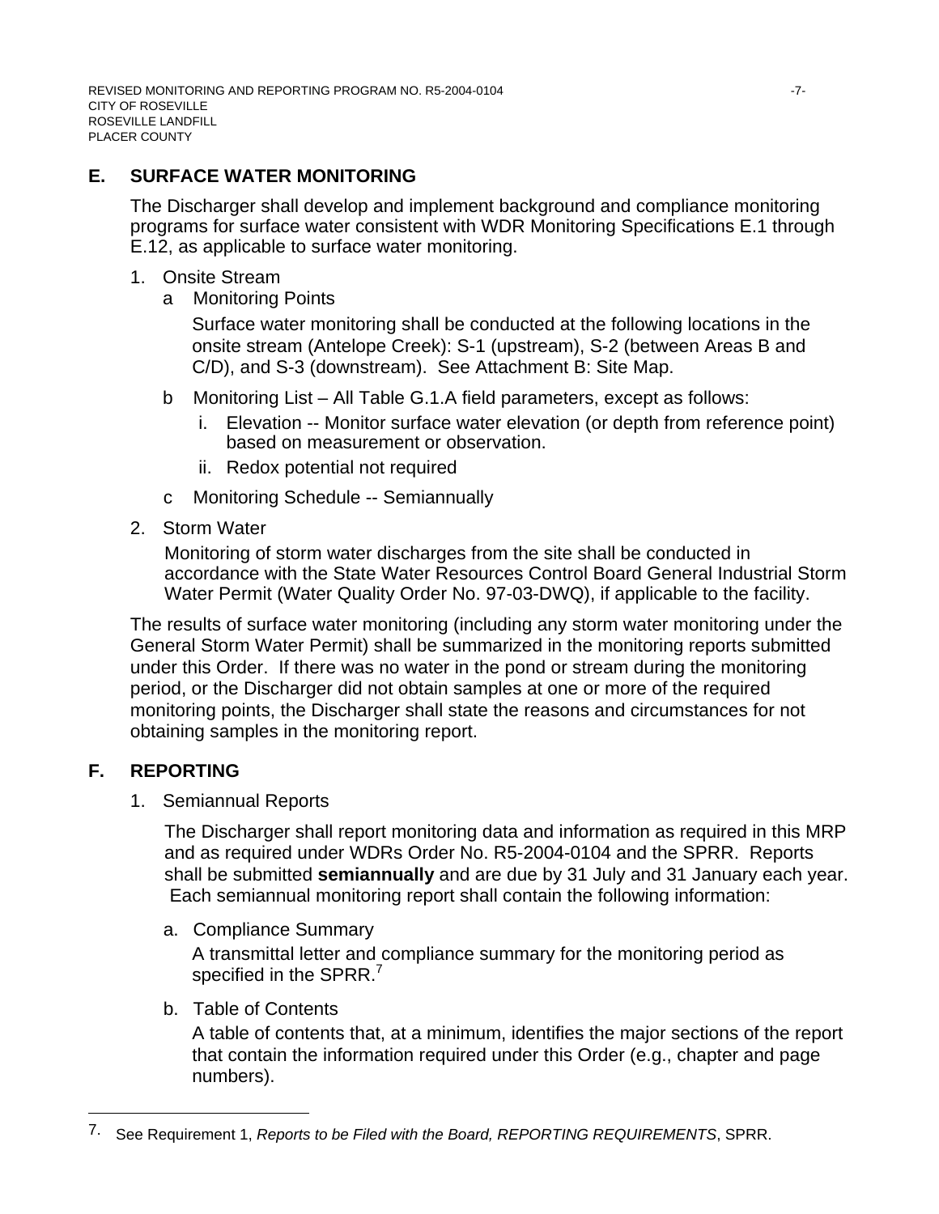## E. SURFACE WATER MONITORING

The Discharger shall develop and implement background and compliance monitoring programs for surface water consistent with WDR Monitoring Specifications E.1 through E.12, as applicable to surface water monitoring.

1. Onsite Stream
   a Monitoring Points

      Surface water monitoring shall be conducted at the following locations in the onsite stream (Antelope Creek): S-1 (upstream), S-2 (between Areas B and C/D), and S-3 (downstream). See Attachment B: Site Map.

   b Monitoring List – All Table G.1.A field parameters, except as follows:
      i. Elevation -- Monitor surface water elevation (or depth from reference point) based on measurement or observation.
      ii. Redox potential not required

   c Monitoring Schedule -- Semiannually

2. Storm Water

   Monitoring of storm water discharges from the site shall be conducted in accordance with the State Water Resources Control Board General Industrial Storm Water Permit (Water Quality Order No. 97-03-DWQ), if applicable to the facility.

The results of surface water monitoring (including any storm water monitoring under the General Storm Water Permit) shall be summarized in the monitoring reports submitted under this Order. If there was no water in the pond or stream during the monitoring period, or the Discharger did not obtain samples at one or more of the required monitoring points, the Discharger shall state the reasons and circumstances for not obtaining samples in the monitoring report.

## F. REPORTING

1. Semiannual Reports

   The Discharger shall report monitoring data and information as required in this MRP and as required under WDRs Order No. R5-2004-0104 and the SPRR. Reports shall be submitted **semiannually** and are due by 31 July and 31 January each year. Each semiannual monitoring report shall contain the following information:

   a. Compliance Summary

      A transmittal letter and compliance summary for the monitoring period as specified in the SPRR.[7]

   b. Table of Contents

      A table of contents that, at a minimum, identifies the major sections of the report that contain the information required under this Order (e.g., chapter and page numbers).

---

7. See Requirement 1, *Reports to be Filed with the Board, REPORTING REQUIREMENTS*, SPRR.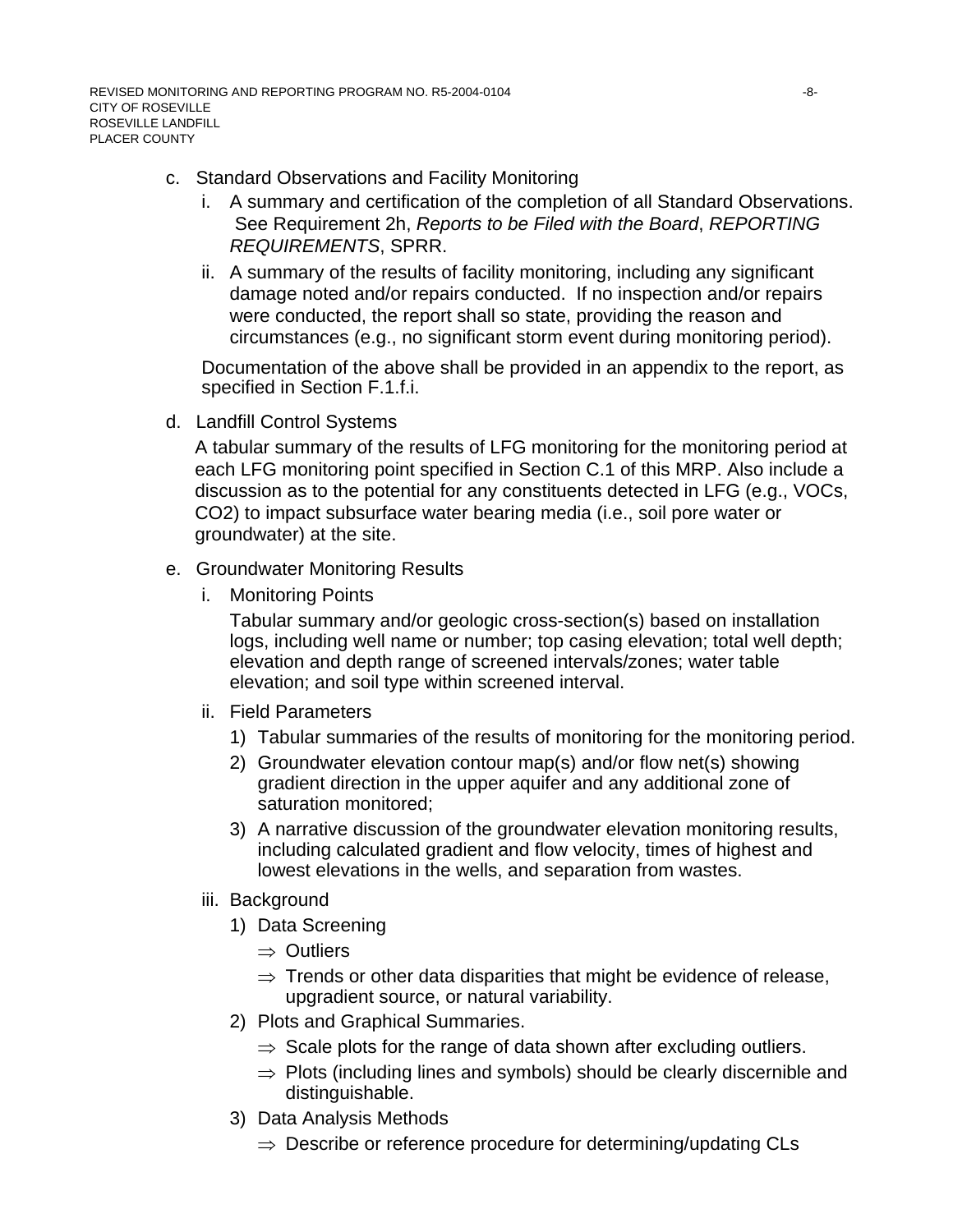c. Standard Observations and Facility Monitoring

   i. A summary and certification of the completion of all Standard Observations. See Requirement 2h, *Reports to be Filed with the Board*, *REPORTING REQUIREMENTS*, SPRR.

   ii. A summary of the results of facility monitoring, including any significant damage noted and/or repairs conducted. If no inspection and/or repairs were conducted, the report shall so state, providing the reason and circumstances (e.g., no significant storm event during monitoring period).

   Documentation of the above shall be provided in an appendix to the report, as specified in Section F.1.f.i.

d. Landfill Control Systems

   A tabular summary of the results of LFG monitoring for the monitoring period at each LFG monitoring point specified in Section C.1 of this MRP. Also include a discussion as to the potential for any constituents detected in LFG (e.g., VOCs, $CO_2$) to impact subsurface water bearing media (i.e., soil pore water or groundwater) at the site.

e. Groundwater Monitoring Results

   i. Monitoring Points

      Tabular summary and/or geologic cross-section(s) based on installation logs, including well name or number; top casing elevation; total well depth; elevation and depth range of screened intervals/zones; water table elevation; and soil type within screened interval.

   ii. Field Parameters

      1) Tabular summaries of the results of monitoring for the monitoring period.
      2) Groundwater elevation contour map(s) and/or flow net(s) showing gradient direction in the upper aquifer and any additional zone of saturation monitored;
      3) A narrative discussion of the groundwater elevation monitoring results, including calculated gradient and flow velocity, times of highest and lowest elevations in the wells, and separation from wastes.

   iii. Background

      1) Data Screening
         - ⇒ Outliers
         - ⇒ Trends or other data disparities that might be evidence of release, upgradient source, or natural variability.
      2) Plots and Graphical Summaries.
         - ⇒ Scale plots for the range of data shown after excluding outliers.
         - ⇒ Plots (including lines and symbols) should be clearly discernible and distinguishable.
      3) Data Analysis Methods
         - ⇒ Describe or reference procedure for determining/updating CLs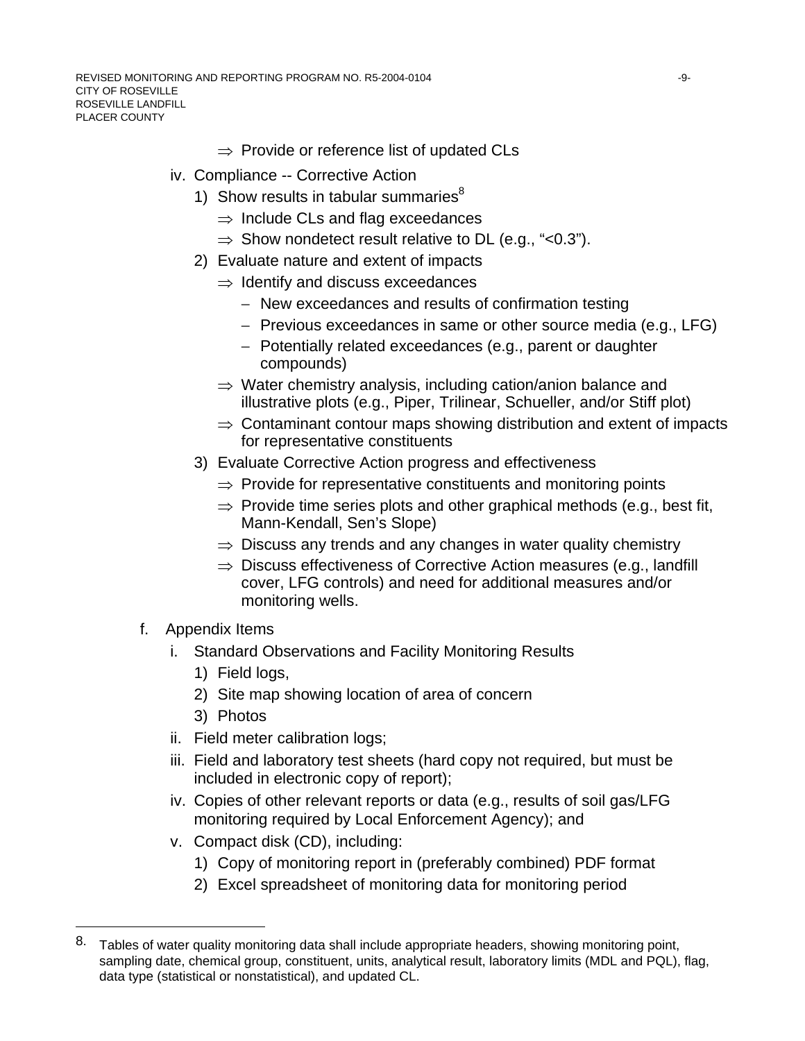- ⇒ Provide or reference list of updated CLs

iv. Compliance -- Corrective Action

1) Show results in tabular summaries[8]
   - ⇒ Include CLs and flag exceedances
   - ⇒ Show nondetect result relative to DL (e.g., "<0.3").
2) Evaluate nature and extent of impacts
   - ⇒ Identify and discuss exceedances
     - New exceedances and results of confirmation testing
     - Previous exceedances in same or other source media (e.g., LFG)
     - Potentially related exceedances (e.g., parent or daughter compounds)
   - ⇒ Water chemistry analysis, including cation/anion balance and illustrative plots (e.g., Piper, Trilinear, Schueller, and/or Stiff plot)
   - ⇒ Contaminant contour maps showing distribution and extent of impacts for representative constituents
3) Evaluate Corrective Action progress and effectiveness
   - ⇒ Provide for representative constituents and monitoring points
   - ⇒ Provide time series plots and other graphical methods (e.g., best fit, Mann-Kendall, Sen's Slope)
   - ⇒ Discuss any trends and any changes in water quality chemistry
   - ⇒ Discuss effectiveness of Corrective Action measures (e.g., landfill cover, LFG controls) and need for additional measures and/or monitoring wells.

f. Appendix Items

i. Standard Observations and Facility Monitoring Results
   1) Field logs,
   2) Site map showing location of area of concern
   3) Photos

ii. Field meter calibration logs;

iii. Field and laboratory test sheets (hard copy not required, but must be included in electronic copy of report);

iv. Copies of other relevant reports or data (e.g., results of soil gas/LFG monitoring required by Local Enforcement Agency); and

v. Compact disk (CD), including:
   1) Copy of monitoring report in (preferably combined) PDF format
   2) Excel spreadsheet of monitoring data for monitoring period

---

8. Tables of water quality monitoring data shall include appropriate headers, showing monitoring point, sampling date, chemical group, constituent, units, analytical result, laboratory limits (MDL and PQL), flag, data type (statistical or nonstatistical), and updated CL.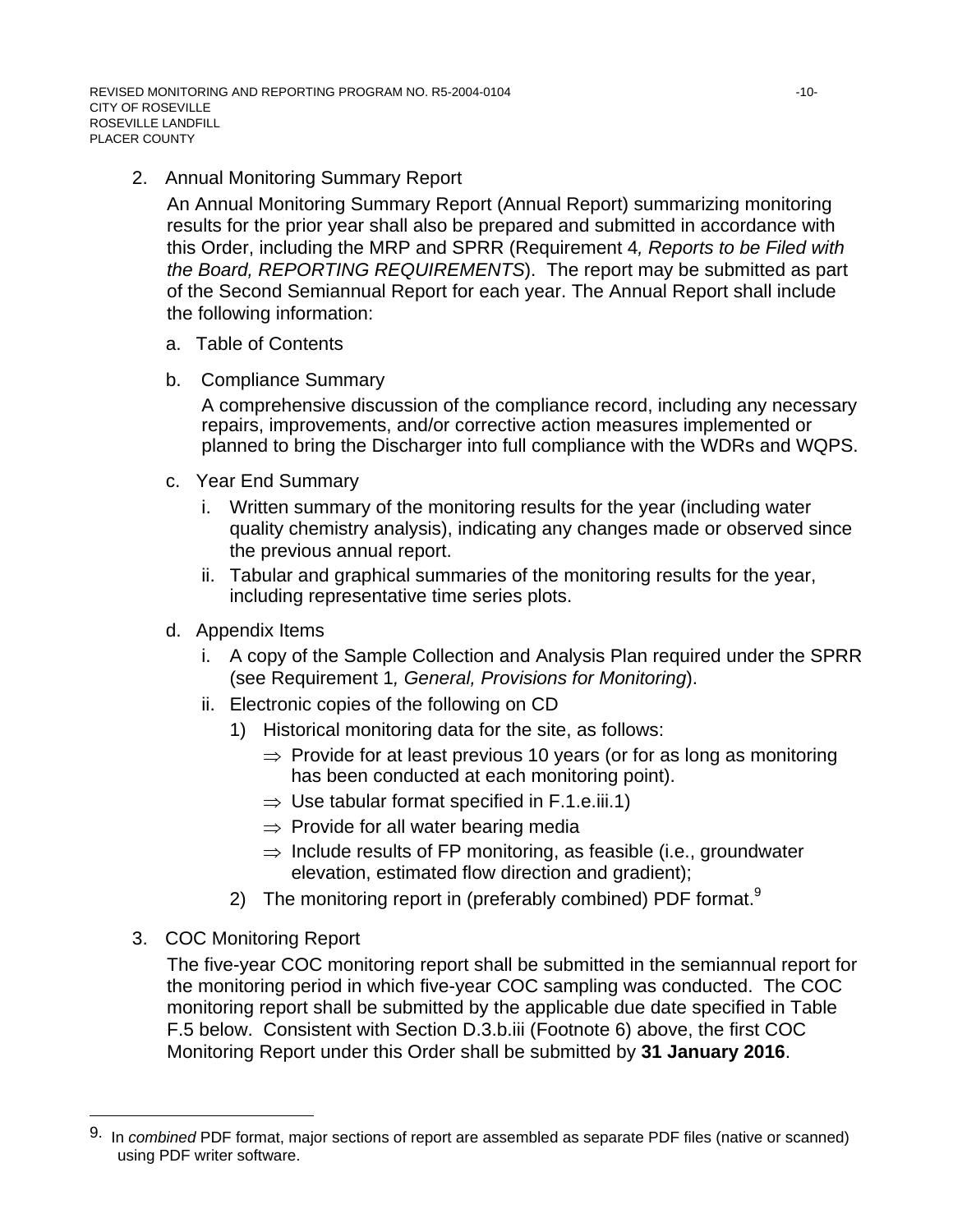2. Annual Monitoring Summary Report

   An Annual Monitoring Summary Report (Annual Report) summarizing monitoring results for the prior year shall also be prepared and submitted in accordance with this Order, including the MRP and SPRR (Requirement 4*, Reports to be Filed with the Board, REPORTING REQUIREMENTS*). The report may be submitted as part of the Second Semiannual Report for each year. The Annual Report shall include the following information:

   a. Table of Contents

   b. Compliance Summary

      A comprehensive discussion of the compliance record, including any necessary repairs, improvements, and/or corrective action measures implemented or planned to bring the Discharger into full compliance with the WDRs and WQPS.

   c. Year End Summary

      i. Written summary of the monitoring results for the year (including water quality chemistry analysis), indicating any changes made or observed since the previous annual report.
      ii. Tabular and graphical summaries of the monitoring results for the year, including representative time series plots.

   d. Appendix Items

      i. A copy of the Sample Collection and Analysis Plan required under the SPRR (see Requirement 1*, General, Provisions for Monitoring*).
      ii. Electronic copies of the following on CD
         1) Historical monitoring data for the site, as follows:
            ⇒ Provide for at least previous 10 years (or for as long as monitoring has been conducted at each monitoring point).
            ⇒ Use tabular format specified in F.1.e.iii.1)
            ⇒ Provide for all water bearing media
            ⇒ Include results of FP monitoring, as feasible (i.e., groundwater elevation, estimated flow direction and gradient);
         2) The monitoring report in (preferably combined) PDF format.[9]

3. COC Monitoring Report

   The five-year COC monitoring report shall be submitted in the semiannual report for the monitoring period in which five-year COC sampling was conducted. The COC monitoring report shall be submitted by the applicable due date specified in Table F.5 below. Consistent with Section D.3.b.iii (Footnote 6) above, the first COC Monitoring Report under this Order shall be submitted by **31 January 2016**.

---

[9] In *combined* PDF format, major sections of report are assembled as separate PDF files (native or scanned) using PDF writer software.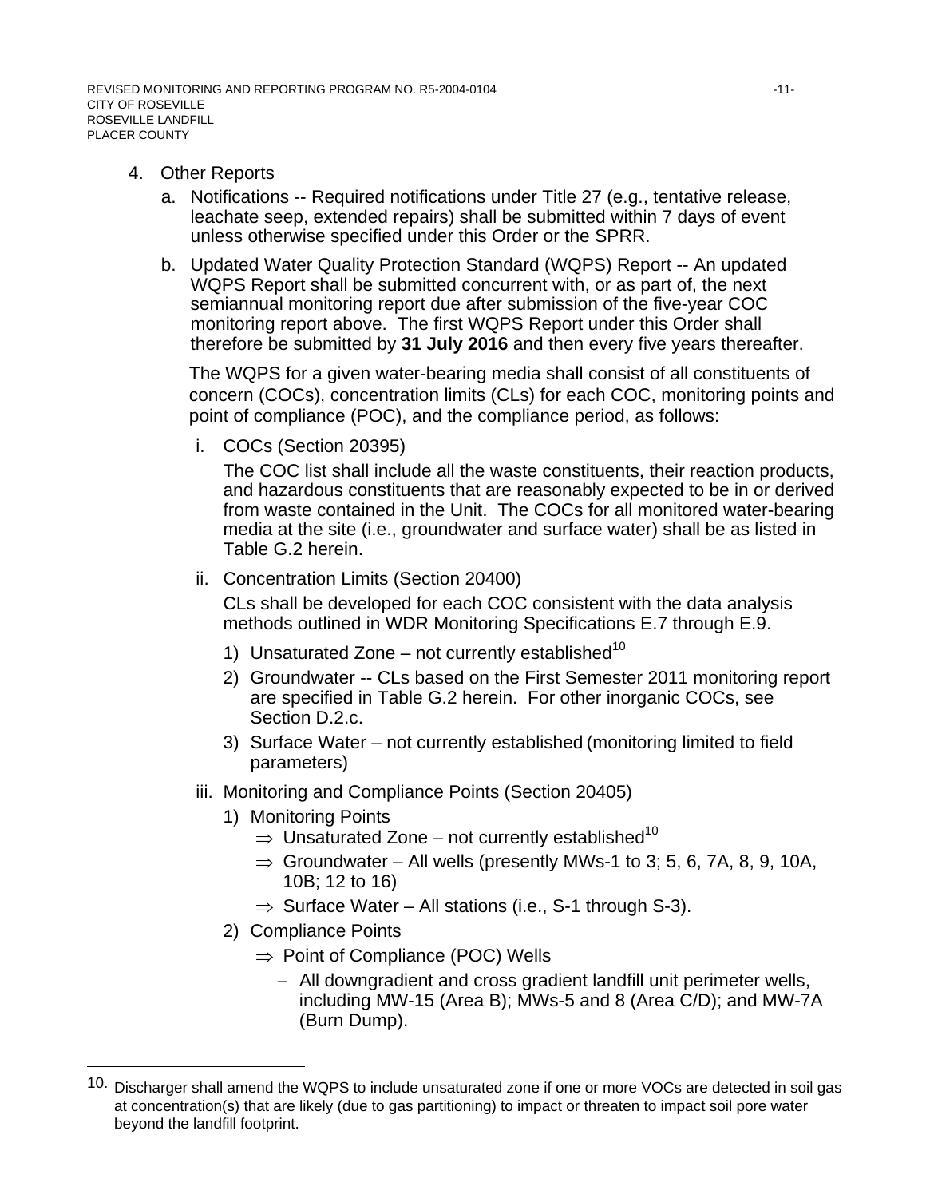4. Other Reports

   a. Notifications -- Required notifications under Title 27 (e.g., tentative release, leachate seep, extended repairs) shall be submitted within 7 days of event unless otherwise specified under this Order or the SPRR.

   b. Updated Water Quality Protection Standard (WQPS) Report -- An updated WQPS Report shall be submitted concurrent with, or as part of, the next semiannual monitoring report due after submission of the five-year COC monitoring report above. The first WQPS Report under this Order shall therefore be submitted by **31 July 2016** and then every five years thereafter.

      The WQPS for a given water-bearing media shall consist of all constituents of concern (COCs), concentration limits (CLs) for each COC, monitoring points and point of compliance (POC), and the compliance period, as follows:

      i. COCs (Section 20395)

         The COC list shall include all the waste constituents, their reaction products, and hazardous constituents that are reasonably expected to be in or derived from waste contained in the Unit. The COCs for all monitored water-bearing media at the site (i.e., groundwater and surface water) shall be as listed in Table G.2 herein.

      ii. Concentration Limits (Section 20400)

         CLs shall be developed for each COC consistent with the data analysis methods outlined in WDR Monitoring Specifications E.7 through E.9.

         1) Unsaturated Zone – not currently established[10]
         2) Groundwater -- CLs based on the First Semester 2011 monitoring report are specified in Table G.2 herein. For other inorganic COCs, see Section D.2.c.
         3) Surface Water – not currently established (monitoring limited to field parameters)

      iii. Monitoring and Compliance Points (Section 20405)

         1) Monitoring Points
            - ⇒ Unsaturated Zone – not currently established[10]
            - ⇒ Groundwater – All wells (presently MWs-1 to 3; 5, 6, 7A, 8, 9, 10A, 10B; 12 to 16)
            - ⇒ Surface Water – All stations (i.e., S-1 through S-3).
         2) Compliance Points
            - ⇒ Point of Compliance (POC) Wells
              - All downgradient and cross gradient landfill unit perimeter wells, including MW-15 (Area B); MWs-5 and 8 (Area C/D); and MW-7A (Burn Dump).

---

10. Discharger shall amend the WQPS to include unsaturated zone if one or more VOCs are detected in soil gas at concentration(s) that are likely (due to gas partitioning) to impact or threaten to impact soil pore water beyond the landfill footprint.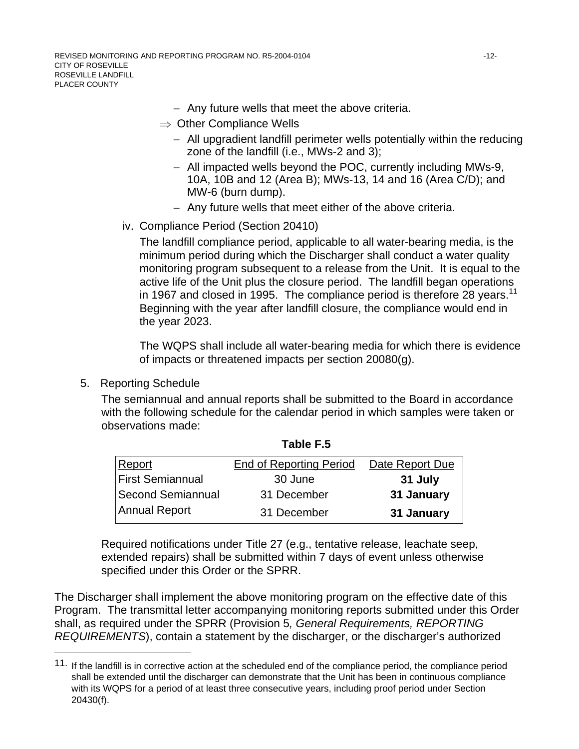- Any future wells that meet the above criteria.

⇒ Other Compliance Wells

- All upgradient landfill perimeter wells potentially within the reducing zone of the landfill (i.e., MWs-2 and 3);
- All impacted wells beyond the POC, currently including MWs-9, 10A, 10B and 12 (Area B); MWs-13, 14 and 16 (Area C/D); and MW-6 (burn dump).
- Any future wells that meet either of the above criteria.

iv. Compliance Period (Section 20410)

The landfill compliance period, applicable to all water-bearing media, is the minimum period during which the Discharger shall conduct a water quality monitoring program subsequent to a release from the Unit. It is equal to the active life of the Unit plus the closure period. The landfill began operations in 1967 and closed in 1995. The compliance period is therefore 28 years.[11] Beginning with the year after landfill closure, the compliance would end in the year 2023.

The WQPS shall include all water-bearing media for which there is evidence of impacts or threatened impacts per section 20080(g).

5. Reporting Schedule

The semiannual and annual reports shall be submitted to the Board in accordance with the following schedule for the calendar period in which samples were taken or observations made:

**Table F.5**

| Report | End of Reporting Period | Date Report Due |
|---|---|---|
| First Semiannual | 30 June | **31 July** |
| Second Semiannual | 31 December | **31 January** |
| Annual Report | 31 December | **31 January** |

Required notifications under Title 27 (e.g., tentative release, leachate seep, extended repairs) shall be submitted within 7 days of event unless otherwise specified under this Order or the SPRR.

The Discharger shall implement the above monitoring program on the effective date of this Program. The transmittal letter accompanying monitoring reports submitted under this Order shall, as required under the SPRR (Provision 5*, General Requirements, REPORTING REQUIREMENTS*), contain a statement by the discharger, or the discharger's authorized

---

11. If the landfill is in corrective action at the scheduled end of the compliance period, the compliance period shall be extended until the discharger can demonstrate that the Unit has been in continuous compliance with its WQPS for a period of at least three consecutive years, including proof period under Section 20430(f).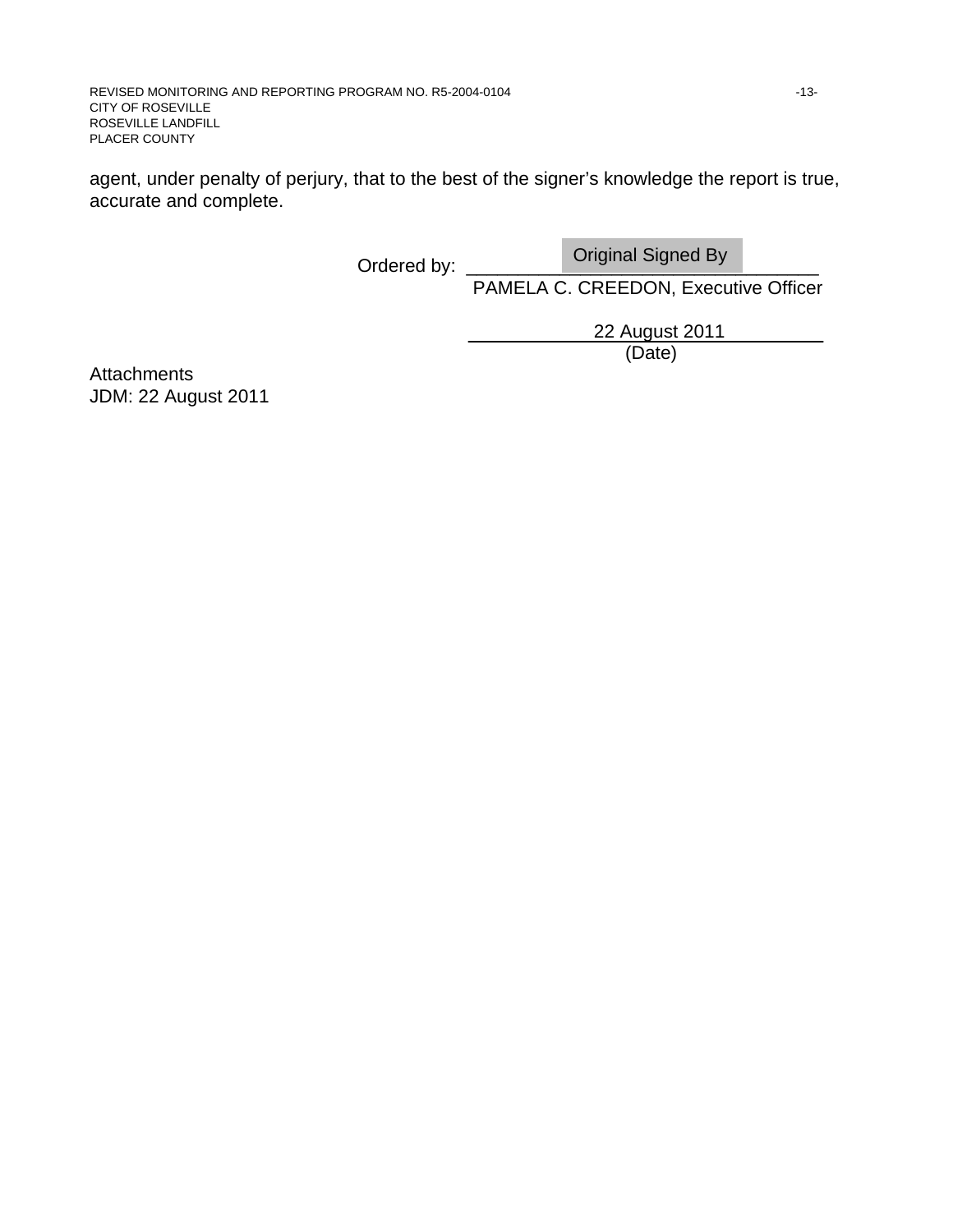agent, under penalty of perjury, that to the best of the signer's knowledge the report is true, accurate and complete.

Ordered by: Original Signed By
PAMELA C. CREEDON, Executive Officer

22 August 2011
(Date)

Attachments
JDM: 22 August 2011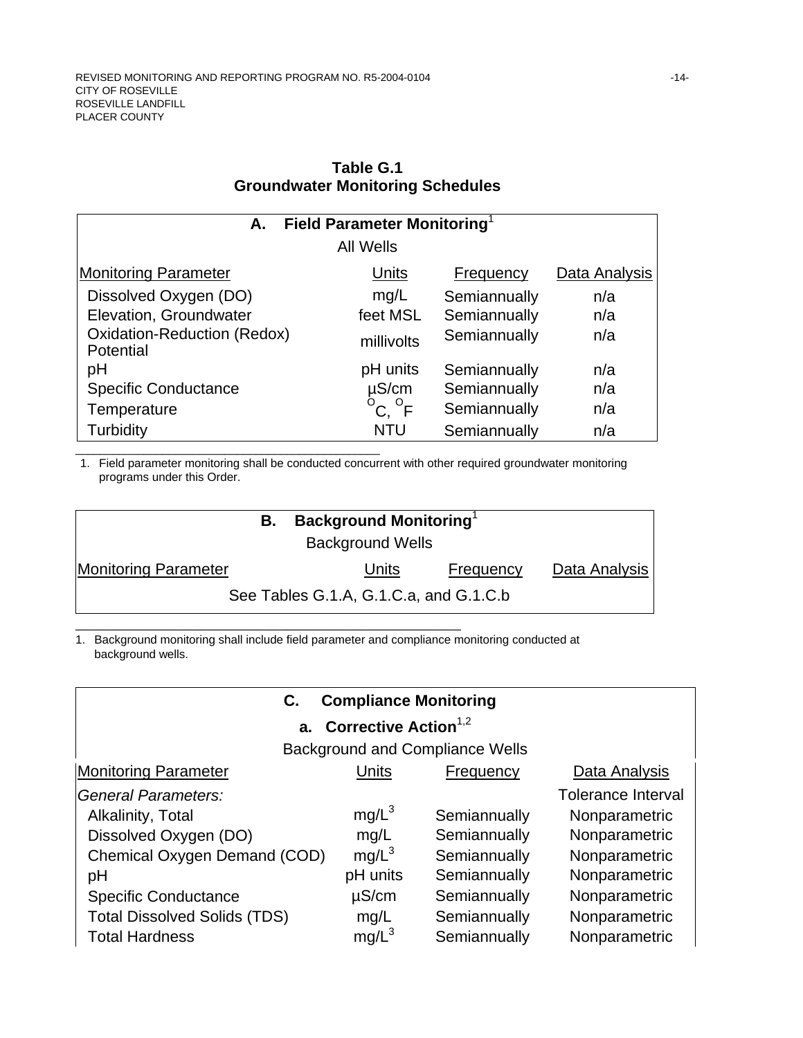## Table G.1
## Groundwater Monitoring Schedules

| **A. Field Parameter Monitoring**[1] | | | |
|---|---|---|---|
| All Wells | | | |
| Monitoring Parameter | Units | Frequency | Data Analysis |
| Dissolved Oxygen (DO) | mg/L | Semiannually | n/a |
| Elevation, Groundwater | feet MSL | Semiannually | n/a |
| Oxidation-Reduction (Redox) Potential | millivolts | Semiannually | n/a |
| pH | pH units | Semiannually | n/a |
| Specific Conductance | µS/cm | Semiannually | n/a |
| Temperature | $^{o}C$, $^{o}F$ | Semiannually | n/a |
| Turbidity | NTU | Semiannually | n/a |

1. Field parameter monitoring shall be conducted concurrent with other required groundwater monitoring programs under this Order.

| **B. Background Monitoring**[1] | | | |
|---|---|---|---|
| Background Wells | | | |
| Monitoring Parameter | Units | Frequency | Data Analysis |
| See Tables G.1.A, G.1.C.a, and G.1.C.b | | | |

1. Background monitoring shall include field parameter and compliance monitoring conducted at background wells.

| **C. Compliance Monitoring** | | | |
|---|---|---|---|
| **a. Corrective Action**[1,2] | | | |
| Background and Compliance Wells | | | |
| Monitoring Parameter | Units | Frequency | Data Analysis |
| *General Parameters:* | | | Tolerance Interval |
| Alkalinity, Total | mg/L[3] | Semiannually | Nonparametric |
| Dissolved Oxygen (DO) | mg/L | Semiannually | Nonparametric |
| Chemical Oxygen Demand (COD) | mg/L[3] | Semiannually | Nonparametric |
| pH | pH units | Semiannually | Nonparametric |
| Specific Conductance | µS/cm | Semiannually | Nonparametric |
| Total Dissolved Solids (TDS) | mg/L | Semiannually | Nonparametric |
| Total Hardness | mg/L[3] | Semiannually | Nonparametric |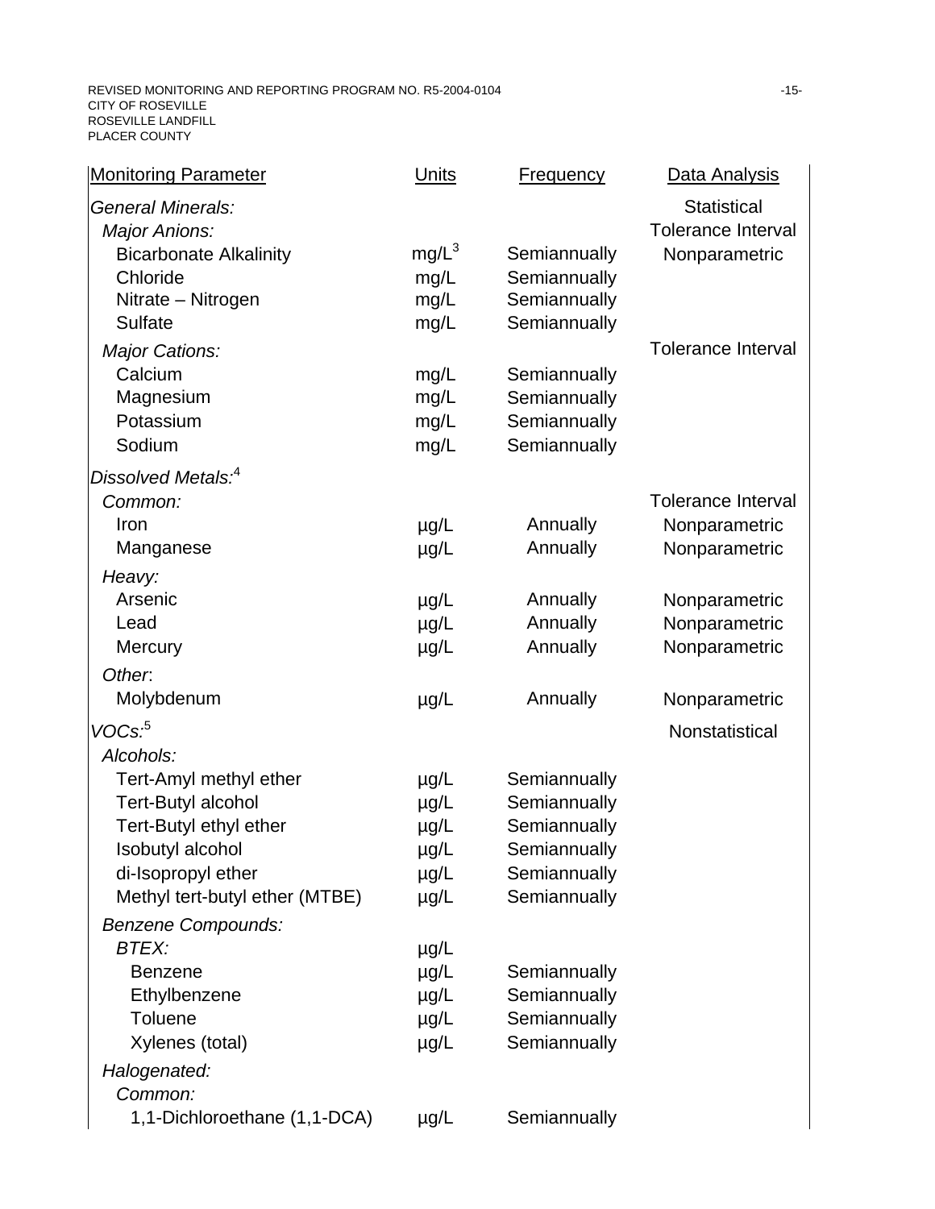| Monitoring Parameter | Units | Frequency | Data Analysis |
|---|---|---|---|
| *General Minerals:* | | | Statistical |
| *Major Anions:* | | | Tolerance Interval |
| Bicarbonate Alkalinity | mg/L[3] | Semiannually | Nonparametric |
| Chloride | mg/L | Semiannually | |
| Nitrate – Nitrogen | mg/L | Semiannually | |
| Sulfate | mg/L | Semiannually | |
| *Major Cations:* | | | Tolerance Interval |
| Calcium | mg/L | Semiannually | |
| Magnesium | mg/L | Semiannually | |
| Potassium | mg/L | Semiannually | |
| Sodium | mg/L | Semiannually | |
| *Dissolved Metals:*[4] | | | |
| *Common:* | | | Tolerance Interval |
| Iron | µg/L | Annually | Nonparametric |
| Manganese | µg/L | Annually | Nonparametric |
| *Heavy:* | | | |
| Arsenic | µg/L | Annually | Nonparametric |
| Lead | µg/L | Annually | Nonparametric |
| Mercury | µg/L | Annually | Nonparametric |
| *Other:* | | | |
| Molybdenum | µg/L | Annually | Nonparametric |
| *VOCs:*[5] | | | Nonstatistical |
| *Alcohols:* | | | |
| Tert-Amyl methyl ether | µg/L | Semiannually | |
| Tert-Butyl alcohol | µg/L | Semiannually | |
| Tert-Butyl ethyl ether | µg/L | Semiannually | |
| Isobutyl alcohol | µg/L | Semiannually | |
| di-Isopropyl ether | µg/L | Semiannually | |
| Methyl tert-butyl ether (MTBE) | µg/L | Semiannually | |
| *Benzene Compounds:* | | | |
| *BTEX:* | µg/L | | |
| Benzene | µg/L | Semiannually | |
| Ethylbenzene | µg/L | Semiannually | |
| Toluene | µg/L | Semiannually | |
| Xylenes (total) | µg/L | Semiannually | |
| *Halogenated:* | | | |
| *Common:* | | | |
| 1,1-Dichloroethane (1,1-DCA) | µg/L | Semiannually | |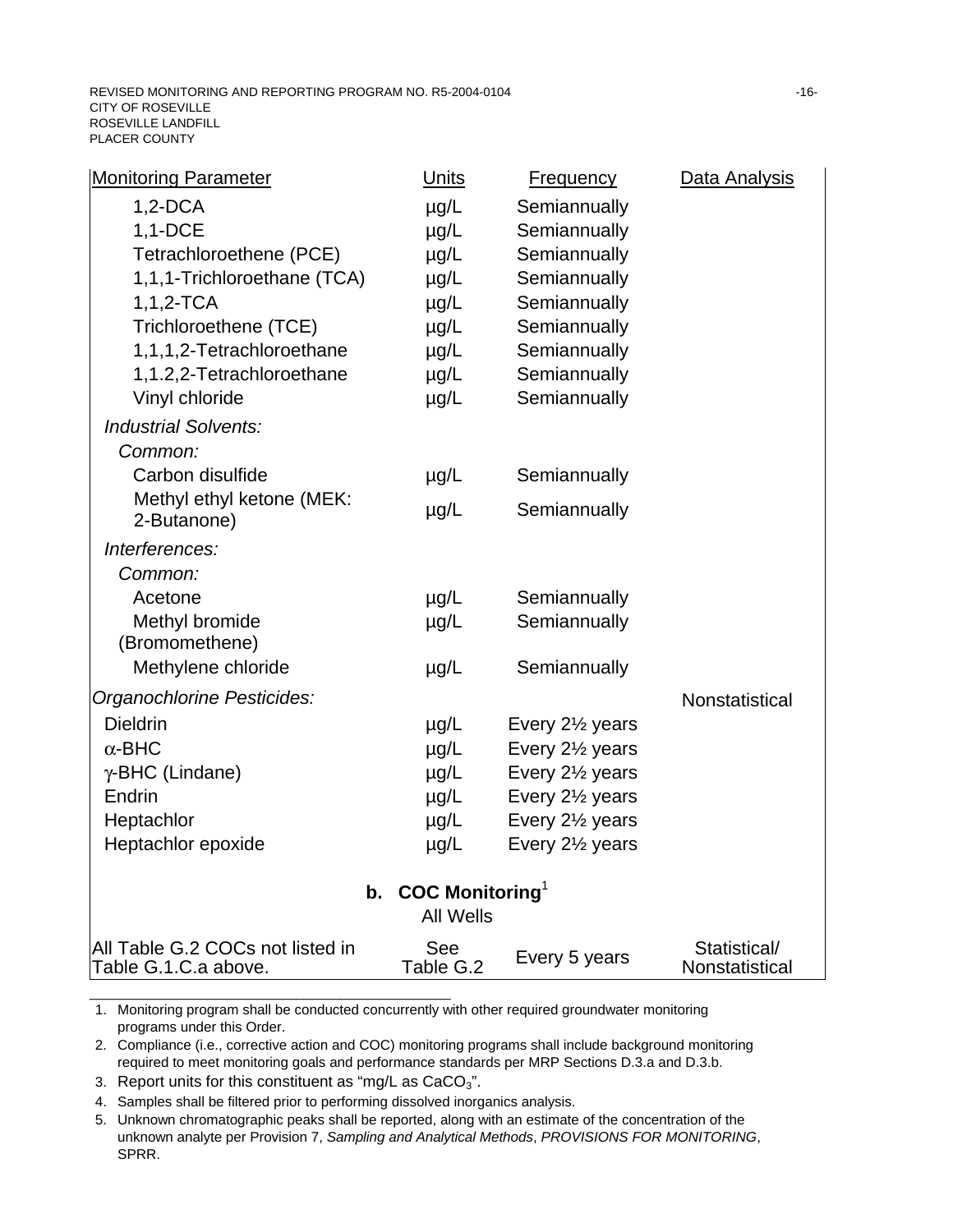| Monitoring Parameter | Units | Frequency | Data Analysis |
|---|---|---|---|
| 1,2-DCA | µg/L | Semiannually | |
| 1,1-DCE | µg/L | Semiannually | |
| Tetrachloroethene (PCE) | µg/L | Semiannually | |
| 1,1,1-Trichloroethane (TCA) | µg/L | Semiannually | |
| 1,1,2-TCA | µg/L | Semiannually | |
| Trichloroethene (TCE) | µg/L | Semiannually | |
| 1,1,1,2-Tetrachloroethane | µg/L | Semiannually | |
| 1,1.2,2-Tetrachloroethane | µg/L | Semiannually | |
| Vinyl chloride | µg/L | Semiannually | |
| *Industrial Solvents:* | | | |
| *Common:* | | | |
| Carbon disulfide | µg/L | Semiannually | |
| Methyl ethyl ketone (MEK: 2-Butanone) | µg/L | Semiannually | |
| *Interferences:* | | | |
| *Common:* | | | |
| Acetone | µg/L | Semiannually | |
| Methyl bromide (Bromomethene) | µg/L | Semiannually | |
| Methylene chloride | µg/L | Semiannually | |
| *Organochlorine Pesticides:* | | | Nonstatistical |
| Dieldrin | µg/L | Every 2½ years | |
| α-BHC | µg/L | Every 2½ years | |
| γ-BHC (Lindane) | µg/L | Every 2½ years | |
| Endrin | µg/L | Every 2½ years | |
| Heptachlor | µg/L | Every 2½ years | |
| Heptachlor epoxide | µg/L | Every 2½ years | |
| **b. COC Monitoring**[1] All Wells | | | |
| All Table G.2 COCs not listed in Table G.1.C.a above. | See Table G.2 | Every 5 years | Statistical/ Nonstatistical |

1. Monitoring program shall be conducted concurrently with other required groundwater monitoring programs under this Order.
2. Compliance (i.e., corrective action and COC) monitoring programs shall include background monitoring required to meet monitoring goals and performance standards per MRP Sections D.3.a and D.3.b.
3. Report units for this constituent as "mg/L as $CaCO_3$".
4. Samples shall be filtered prior to performing dissolved inorganics analysis.
5. Unknown chromatographic peaks shall be reported, along with an estimate of the concentration of the unknown analyte per Provision 7, *Sampling and Analytical Methods*, *PROVISIONS FOR MONITORING*, SPRR.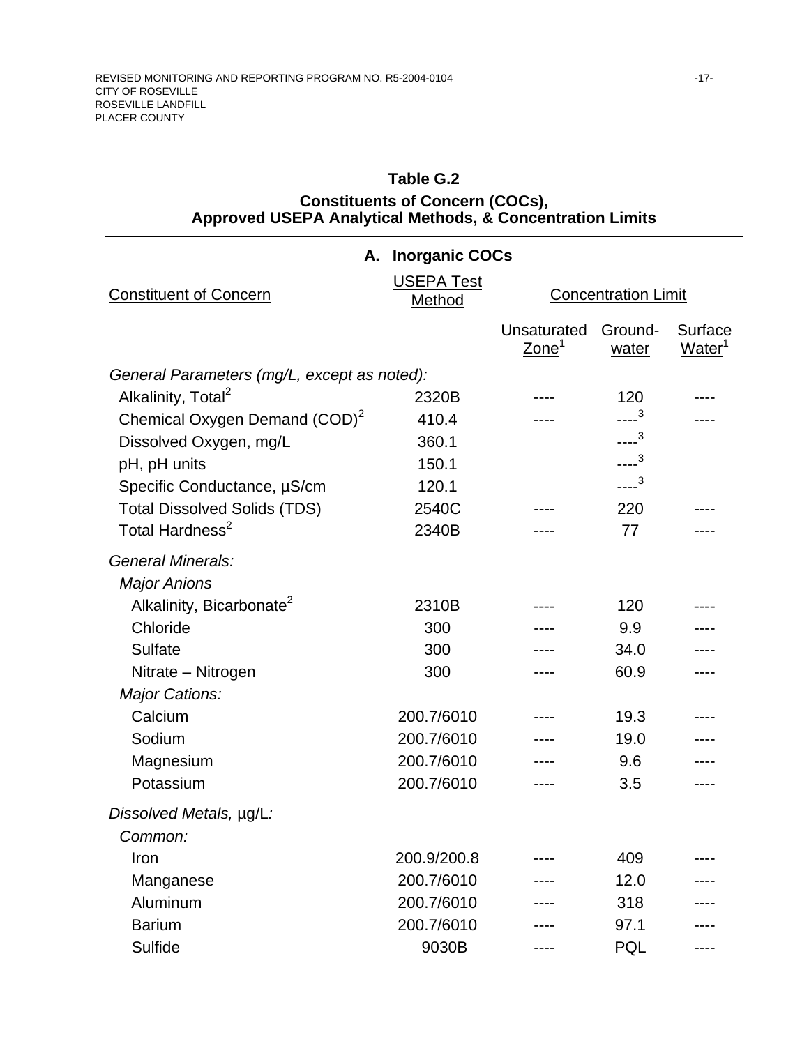**Table G.2**
**Constituents of Concern (COCs), Approved USEPA Analytical Methods, & Concentration Limits**

| **A. Inorganic COCs** | | | | |
|---|---|---|---|---|
| Constituent of Concern | USEPA Test Method | Concentration Limit | | |
| | | Unsaturated Zone[1] | Groundwater | Surface Water[1] |
| *General Parameters (mg/L, except as noted):* | | | | |
| Alkalinity, Total[2] | 2320B | ---- | 120 | ---- |
| Chemical Oxygen Demand (COD)[2] | 410.4 | ---- | ----[3] | ---- |
| Dissolved Oxygen, mg/L | 360.1 | | ----[3] | |
| pH, pH units | 150.1 | | ----[3] | |
| Specific Conductance, µS/cm | 120.1 | | ----[3] | |
| Total Dissolved Solids (TDS) | 2540C | ---- | 220 | ---- |
| Total Hardness[2] | 2340B | ---- | 77 | ---- |
| *General Minerals:* | | | | |
| *Major Anions* | | | | |
| Alkalinity, Bicarbonate[2] | 2310B | ---- | 120 | ---- |
| Chloride | 300 | ---- | 9.9 | ---- |
| Sulfate | 300 | ---- | 34.0 | ---- |
| Nitrate – Nitrogen | 300 | ---- | 60.9 | ---- |
| *Major Cations:* | | | | |
| Calcium | 200.7/6010 | ---- | 19.3 | ---- |
| Sodium | 200.7/6010 | ---- | 19.0 | ---- |
| Magnesium | 200.7/6010 | ---- | 9.6 | ---- |
| Potassium | 200.7/6010 | ---- | 3.5 | ---- |
| *Dissolved Metals,* µg/L*:* | | | | |
| *Common:* | | | | |
| Iron | 200.9/200.8 | ---- | 409 | ---- |
| Manganese | 200.7/6010 | ---- | 12.0 | ---- |
| Aluminum | 200.7/6010 | ---- | 318 | ---- |
| Barium | 200.7/6010 | ---- | 97.1 | ---- |
| Sulfide | 9030B | ---- | PQL | ---- |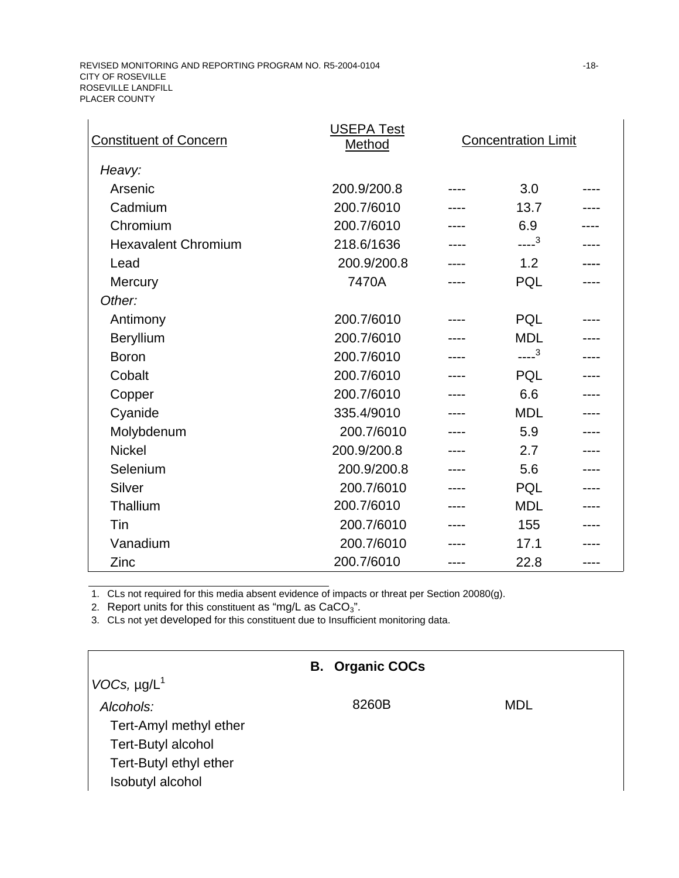| Constituent of Concern | USEPA Test Method | | Concentration Limit | |
|---|---|---|---|---|
| *Heavy:* | | | | |
| Arsenic | 200.9/200.8 | ---- | 3.0 | ---- |
| Cadmium | 200.7/6010 | ---- | 13.7 | ---- |
| Chromium | 200.7/6010 | ---- | 6.9 | ---- |
| Hexavalent Chromium | 218.6/1636 | ---- | ----[3] | ---- |
| Lead | 200.9/200.8 | ---- | 1.2 | ---- |
| Mercury | 7470A | ---- | PQL | ---- |
| *Other:* | | | | |
| Antimony | 200.7/6010 | ---- | PQL | ---- |
| Beryllium | 200.7/6010 | ---- | MDL | ---- |
| Boron | 200.7/6010 | ---- | ----[3] | ---- |
| Cobalt | 200.7/6010 | ---- | PQL | ---- |
| Copper | 200.7/6010 | ---- | 6.6 | ---- |
| Cyanide | 335.4/9010 | ---- | MDL | ---- |
| Molybdenum | 200.7/6010 | ---- | 5.9 | ---- |
| Nickel | 200.9/200.8 | ---- | 2.7 | ---- |
| Selenium | 200.9/200.8 | ---- | 5.6 | ---- |
| Silver | 200.7/6010 | ---- | PQL | ---- |
| Thallium | 200.7/6010 | ---- | MDL | ---- |
| Tin | 200.7/6010 | ---- | 155 | ---- |
| Vanadium | 200.7/6010 | ---- | 17.1 | ---- |
| Zinc | 200.7/6010 | ---- | 22.8 | ---- |

1. CLs not required for this media absent evidence of impacts or threat per Section 20080(g).
2. Report units for this constituent as "mg/L as $CaCO_3$".
3. CLs not yet developed for this constituent due to Insufficient monitoring data.

| **B. Organic COCs** | | |
|---|---|---|
| *VOCs,* µg/L[1] | | |
| *Alcohols:* | 8260B | MDL |
| Tert-Amyl methyl ether | | |
| Tert-Butyl alcohol | | |
| Tert-Butyl ethyl ether | | |
| Isobutyl alcohol | | |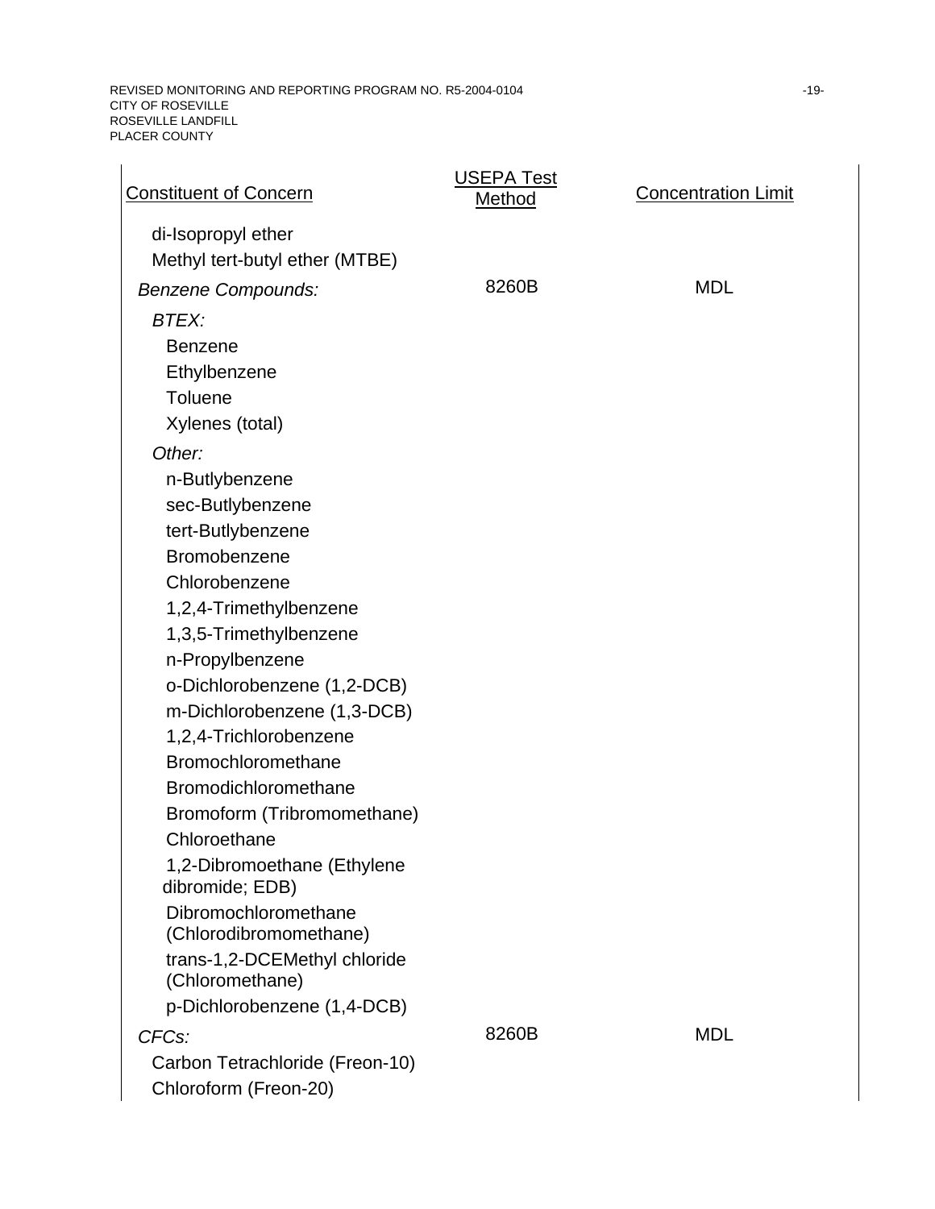| Constituent of Concern | USEPA Test Method | Concentration Limit |
|---|---|---|
| di-Isopropyl ether | | |
| Methyl tert-butyl ether (MTBE) | | |
| *Benzene Compounds:* | 8260B | MDL |
| *BTEX:* | | |
| Benzene | | |
| Ethylbenzene | | |
| Toluene | | |
| Xylenes (total) | | |
| *Other:* | | |
| n-Butlybenzene | | |
| sec-Butlybenzene | | |
| tert-Butlybenzene | | |
| Bromobenzene | | |
| Chlorobenzene | | |
| 1,2,4-Trimethylbenzene | | |
| 1,3,5-Trimethylbenzene | | |
| n-Propylbenzene | | |
| o-Dichlorobenzene (1,2-DCB) | | |
| m-Dichlorobenzene (1,3-DCB) | | |
| 1,2,4-Trichlorobenzene | | |
| Bromochloromethane | | |
| Bromodichloromethane | | |
| Bromoform (Tribromomethane) | | |
| Chloroethane | | |
| 1,2-Dibromoethane (Ethylene dibromide; EDB) | | |
| Dibromochloromethane (Chlorodibromomethane) | | |
| trans-1,2-DCEMethyl chloride (Chloromethane) | | |
| p-Dichlorobenzene (1,4-DCB) | | |
| *CFCs:* | 8260B | MDL |
| Carbon Tetrachloride (Freon-10) | | |
| Chloroform (Freon-20) | | |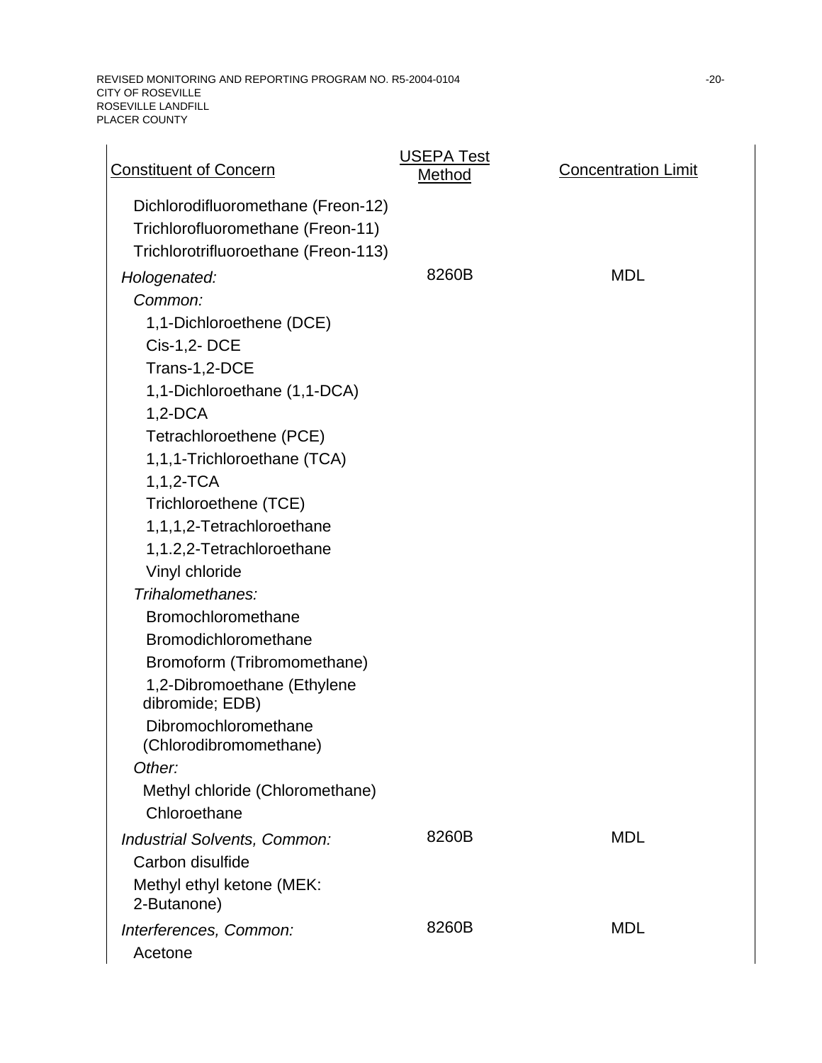| Constituent of Concern | USEPA Test Method | Concentration Limit |
|---|---|---|
| Dichlorodifluoromethane (Freon-12) | | |
| Trichlorofluoromethane (Freon-11) | | |
| Trichlorotrifluoroethane (Freon-113) | | |
| *Hologenated:* | 8260B | MDL |
| *Common:* | | |
| 1,1-Dichloroethene (DCE) | | |
| Cis-1,2- DCE | | |
| Trans-1,2-DCE | | |
| 1,1-Dichloroethane (1,1-DCA) | | |
| 1,2-DCA | | |
| Tetrachloroethene (PCE) | | |
| 1,1,1-Trichloroethane (TCA) | | |
| 1,1,2-TCA | | |
| Trichloroethene (TCE) | | |
| 1,1,1,2-Tetrachloroethane | | |
| 1,1.2,2-Tetrachloroethane | | |
| Vinyl chloride | | |
| *Trihalomethanes:* | | |
| Bromochloromethane | | |
| Bromodichloromethane | | |
| Bromoform (Tribromomethane) | | |
| 1,2-Dibromoethane (Ethylene dibromide; EDB) | | |
| Dibromochloromethane (Chlorodibromomethane) | | |
| *Other:* | | |
| Methyl chloride (Chloromethane) | | |
| Chloroethane | | |
| *Industrial Solvents, Common:* | 8260B | MDL |
| Carbon disulfide | | |
| Methyl ethyl ketone (MEK: 2-Butanone) | | |
| *Interferences, Common:* | 8260B | MDL |
| Acetone | | |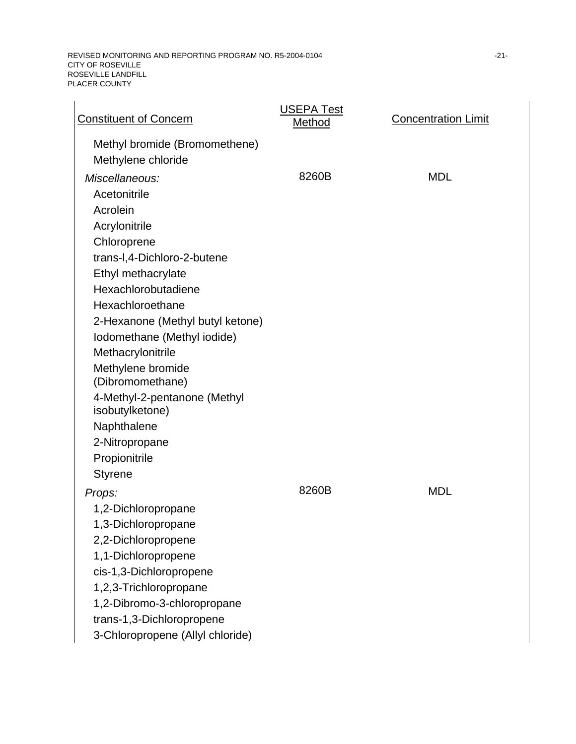| Constituent of Concern | USEPA Test Method | Concentration Limit |
| --- | --- | --- |
| Methyl bromide (Bromomethene) | | |
| Methylene chloride | | |
| *Miscellaneous:* | 8260B | MDL |
| Acetonitrile | | |
| Acrolein | | |
| Acrylonitrile | | |
| Chloroprene | | |
| trans-l,4-Dichloro-2-butene | | |
| Ethyl methacrylate | | |
| Hexachlorobutadiene | | |
| Hexachloroethane | | |
| 2-Hexanone (Methyl butyl ketone) | | |
| Iodomethane (Methyl iodide) | | |
| Methacrylonitrile | | |
| Methylene bromide (Dibromomethane) | | |
| 4-Methyl-2-pentanone (Methyl isobutylketone) | | |
| Naphthalene | | |
| 2-Nitropropane | | |
| Propionitrile | | |
| Styrene | | |
| *Props:* | 8260B | MDL |
| 1,2-Dichloropropane | | |
| 1,3-Dichloropropane | | |
| 2,2-Dichloropropene | | |
| 1,1-Dichloropropene | | |
| cis-1,3-Dichloropropene | | |
| 1,2,3-Trichloropropane | | |
| 1,2-Dibromo-3-chloropropane | | |
| trans-1,3-Dichloropropene | | |
| 3-Chloropropene (Allyl chloride) | | |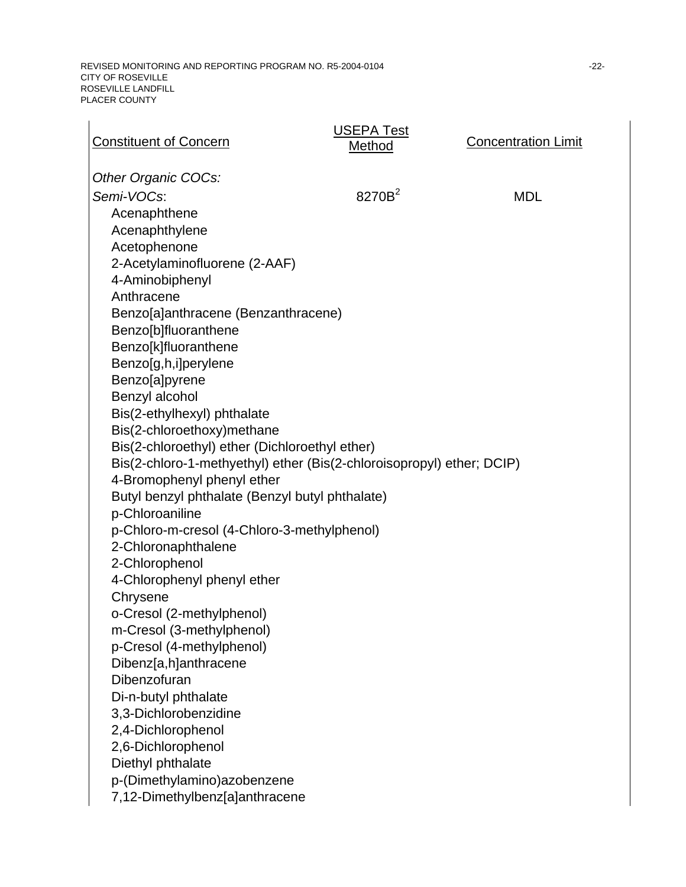| Constituent of Concern | USEPA Test Method | Concentration Limit |
|---|---|---|
| *Other Organic COCs:* | | |
| *Semi-VOCs*: | 8270B[2] | MDL |
| Acenaphthene | | |
| Acenaphthylene | | |
| Acetophenone | | |
| 2-Acetylaminofluorene (2-AAF) | | |
| 4-Aminobiphenyl | | |
| Anthracene | | |
| Benzo[a]anthracene (Benzanthracene) | | |
| Benzo[b]fluoranthene | | |
| Benzo[k]fluoranthene | | |
| Benzo[g,h,i]perylene | | |
| Benzo[a]pyrene | | |
| Benzyl alcohol | | |
| Bis(2-ethylhexyl) phthalate | | |
| Bis(2-chloroethoxy)methane | | |
| Bis(2-chloroethyl) ether (Dichloroethyl ether) | | |
| Bis(2-chloro-1-methyethyl) ether (Bis(2-chloroisopropyl) ether; DCIP) | | |
| 4-Bromophenyl phenyl ether | | |
| Butyl benzyl phthalate (Benzyl butyl phthalate) | | |
| p-Chloroaniline | | |
| p-Chloro-m-cresol (4-Chloro-3-methylphenol) | | |
| 2-Chloronaphthalene | | |
| 2-Chlorophenol | | |
| 4-Chlorophenyl phenyl ether | | |
| Chrysene | | |
| o-Cresol (2-methylphenol) | | |
| m-Cresol (3-methylphenol) | | |
| p-Cresol (4-methylphenol) | | |
| Dibenz[a,h]anthracene | | |
| Dibenzofuran | | |
| Di-n-butyl phthalate | | |
| 3,3-Dichlorobenzidine | | |
| 2,4-Dichlorophenol | | |
| 2,6-Dichlorophenol | | |
| Diethyl phthalate | | |
| p-(Dimethylamino)azobenzene | | |
| 7,12-Dimethylbenz[a]anthracene | | |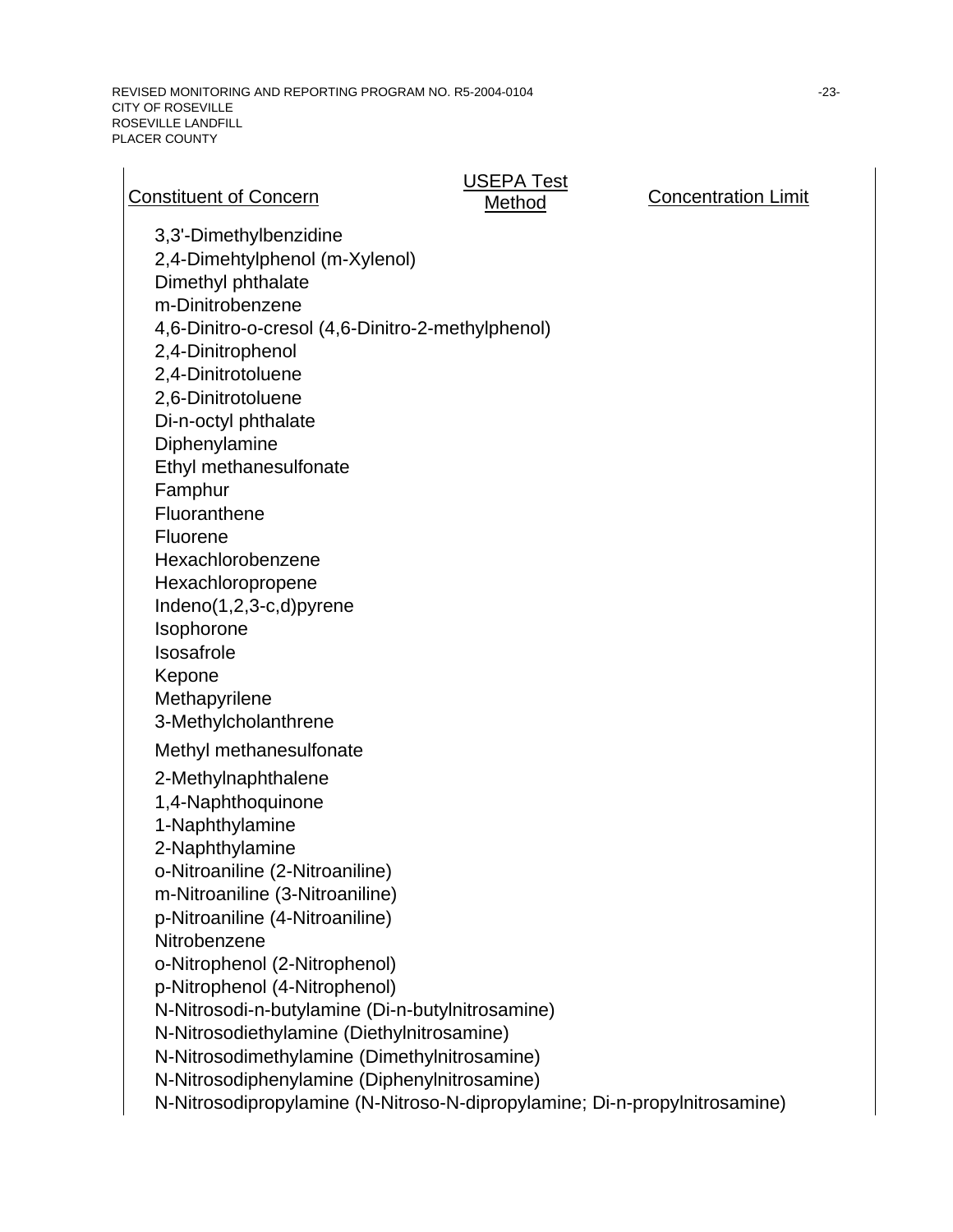| Constituent of Concern | USEPA Test Method | Concentration Limit |
|---|---|---|
| 3,3'-Dimethylbenzidine | | |
| 2,4-Dimehtylphenol (m-Xylenol) | | |
| Dimethyl phthalate | | |
| m-Dinitrobenzene | | |
| 4,6-Dinitro-o-cresol (4,6-Dinitro-2-methylphenol) | | |
| 2,4-Dinitrophenol | | |
| 2,4-Dinitrotoluene | | |
| 2,6-Dinitrotoluene | | |
| Di-n-octyl phthalate | | |
| Diphenylamine | | |
| Ethyl methanesulfonate | | |
| Famphur | | |
| Fluoranthene | | |
| Fluorene | | |
| Hexachlorobenzene | | |
| Hexachloropropene | | |
| Indeno(1,2,3-c,d)pyrene | | |
| Isophorone | | |
| Isosafrole | | |
| Kepone | | |
| Methapyrilene | | |
| 3-Methylcholanthrene | | |
| Methyl methanesulfonate | | |
| 2-Methylnaphthalene | | |
| 1,4-Naphthoquinone | | |
| 1-Naphthylamine | | |
| 2-Naphthylamine | | |
| o-Nitroaniline (2-Nitroaniline) | | |
| m-Nitroaniline (3-Nitroaniline) | | |
| p-Nitroaniline (4-Nitroaniline) | | |
| Nitrobenzene | | |
| o-Nitrophenol (2-Nitrophenol) | | |
| p-Nitrophenol (4-Nitrophenol) | | |
| N-Nitrosodi-n-butylamine (Di-n-butylnitrosamine) | | |
| N-Nitrosodiethylamine (Diethylnitrosamine) | | |
| N-Nitrosodimethylamine (Dimethylnitrosamine) | | |
| N-Nitrosodiphenylamine (Diphenylnitrosamine) | | |
| N-Nitrosodipropylamine (N-Nitroso-N-dipropylamine; Di-n-propylnitrosamine) | | |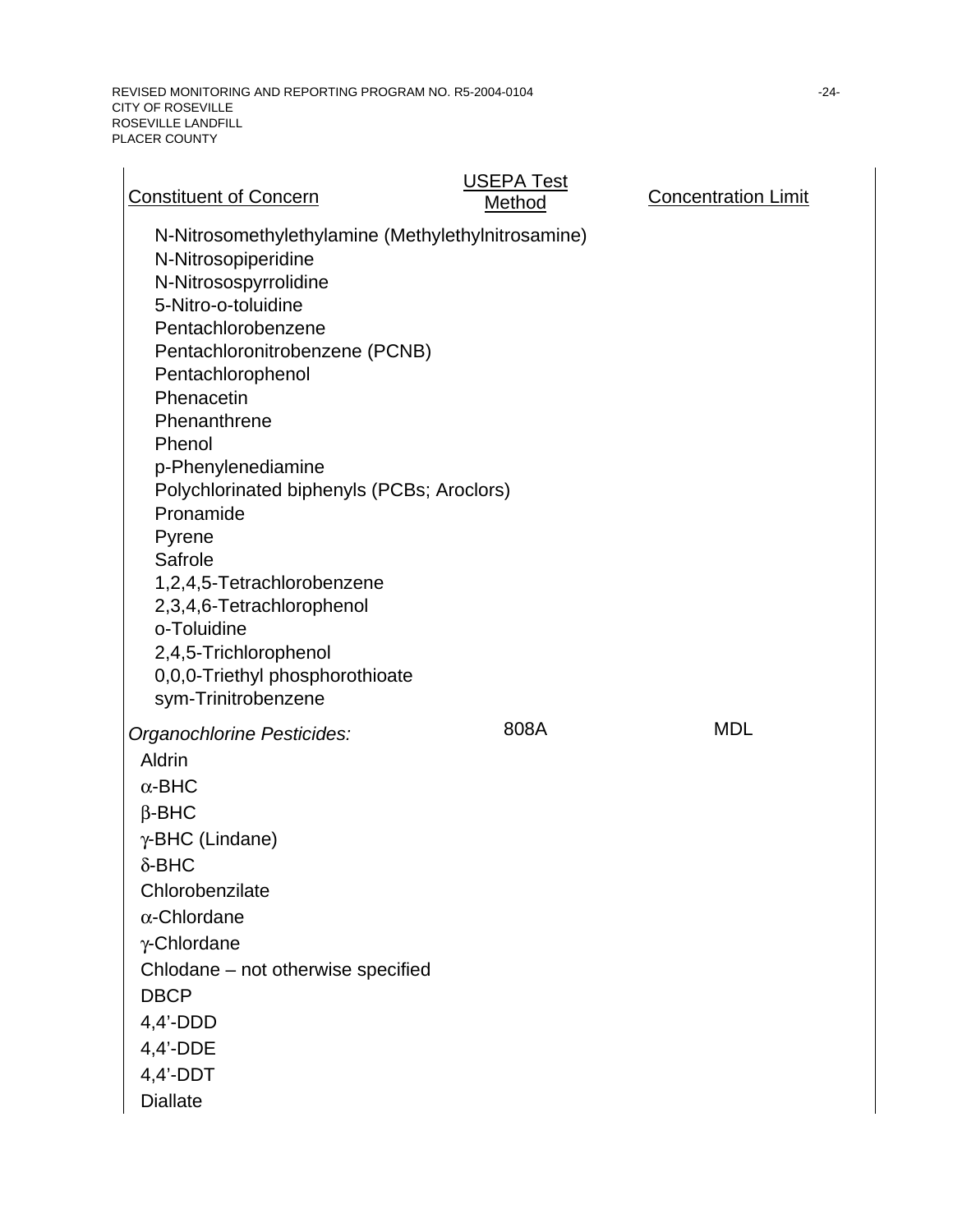| Constituent of Concern | USEPA Test Method | Concentration Limit |
|---|---|---|
| N-Nitrosomethylethylamine (Methylethylnitrosamine) | | |
| N-Nitrosopiperidine | | |
| N-Nitrosospyrrolidine | | |
| 5-Nitro-o-toluidine | | |
| Pentachlorobenzene | | |
| Pentachloronitrobenzene (PCNB) | | |
| Pentachlorophenol | | |
| Phenacetin | | |
| Phenanthrene | | |
| Phenol | | |
| p-Phenylenediamine | | |
| Polychlorinated biphenyls (PCBs; Aroclors) | | |
| Pronamide | | |
| Pyrene | | |
| Safrole | | |
| 1,2,4,5-Tetrachlorobenzene | | |
| 2,3,4,6-Tetrachlorophenol | | |
| o-Toluidine | | |
| 2,4,5-Trichlorophenol | | |
| 0,0,0-Triethyl phosphorothioate | | |
| sym-Trinitrobenzene | | |
| *Organochlorine Pesticides:* | 808A | MDL |
| Aldrin | | |
| α-BHC | | |
| β-BHC | | |
| γ-BHC (Lindane) | | |
| δ-BHC | | |
| Chlorobenzilate | | |
| α-Chlordane | | |
| γ-Chlordane | | |
| Chlodane – not otherwise specified | | |
| DBCP | | |
| 4,4'-DDD | | |
| 4,4'-DDE | | |
| 4,4'-DDT | | |
| Diallate | | |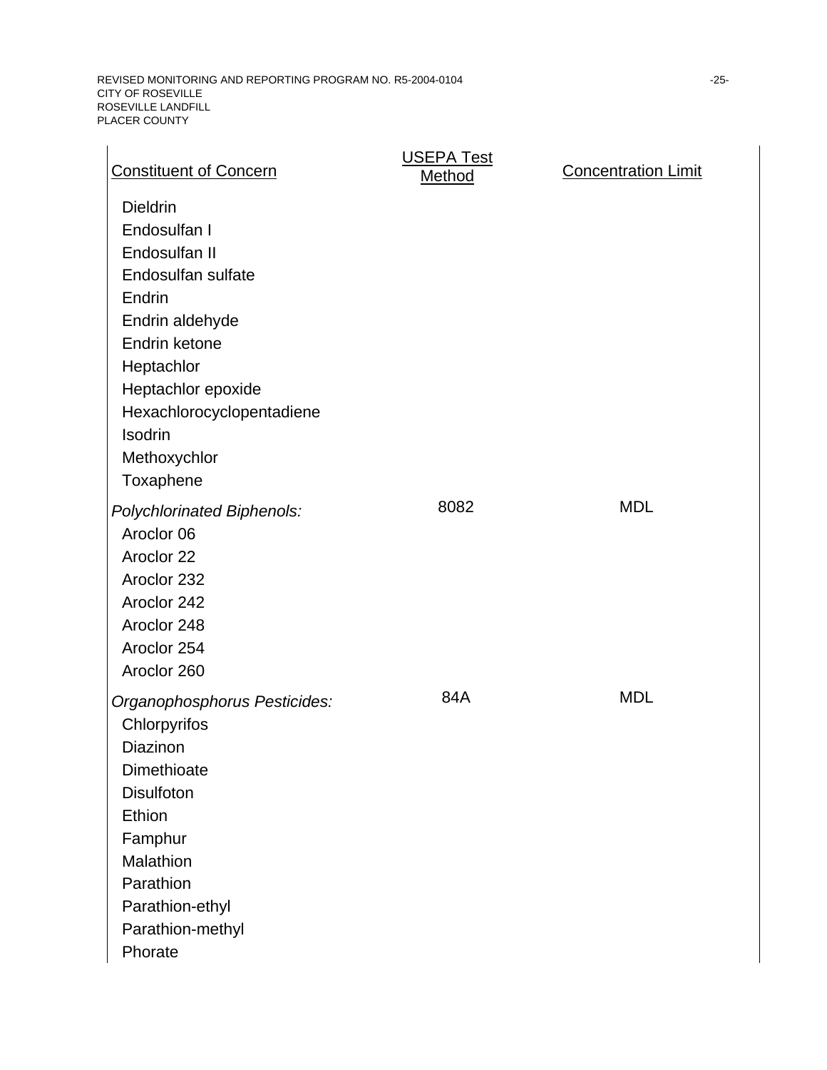| Constituent of Concern | USEPA Test Method | Concentration Limit |
|---|---|---|
| Dieldrin | | |
| Endosulfan I | | |
| Endosulfan II | | |
| Endosulfan sulfate | | |
| Endrin | | |
| Endrin aldehyde | | |
| Endrin ketone | | |
| Heptachlor | | |
| Heptachlor epoxide | | |
| Hexachlorocyclopentadiene | | |
| Isodrin | | |
| Methoxychlor | | |
| Toxaphene | | |
| *Polychlorinated Biphenols:* | 8082 | MDL |
| Aroclor 06 | | |
| Aroclor 22 | | |
| Aroclor 232 | | |
| Aroclor 242 | | |
| Aroclor 248 | | |
| Aroclor 254 | | |
| Aroclor 260 | | |
| *Organophosphorus Pesticides:* | 84A | MDL |
| Chlorpyrifos | | |
| Diazinon | | |
| Dimethioate | | |
| Disulfoton | | |
| Ethion | | |
| Famphur | | |
| Malathion | | |
| Parathion | | |
| Parathion-ethyl | | |
| Parathion-methyl | | |
| Phorate | | |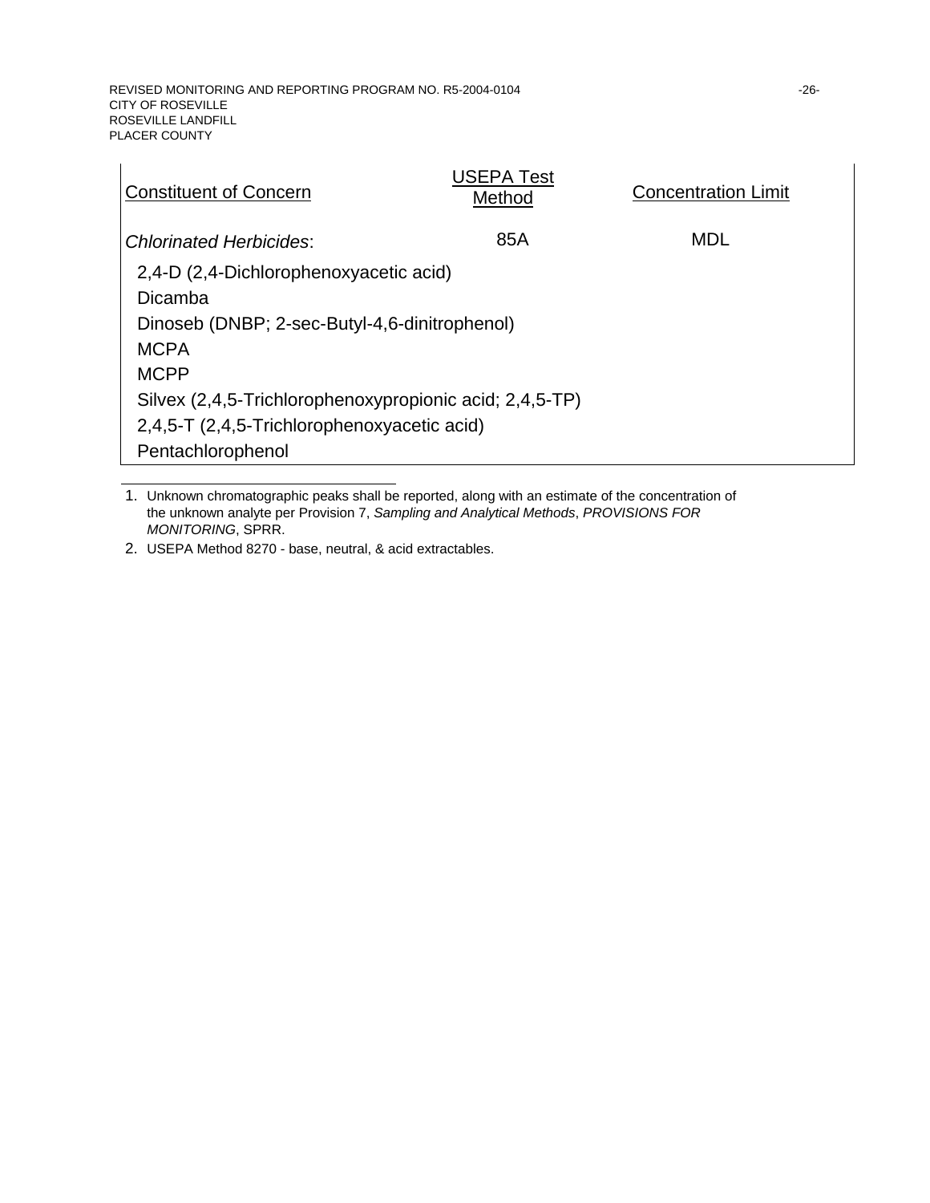| Constituent of Concern | USEPA Test Method | Concentration Limit |
| --- | --- | --- |
| *Chlorinated Herbicides*: | 85A | MDL |
| 2,4-D (2,4-Dichlorophenoxyacetic acid) | | |
| Dicamba | | |
| Dinoseb (DNBP; 2-sec-Butyl-4,6-dinitrophenol) | | |
| MCPA | | |
| MCPP | | |
| Silvex (2,4,5-Trichlorophenoxypropionic acid; 2,4,5-TP) | | |
| 2,4,5-T (2,4,5-Trichlorophenoxyacetic acid) | | |
| Pentachlorophenol | | |

1. Unknown chromatographic peaks shall be reported, along with an estimate of the concentration of the unknown analyte per Provision 7, *Sampling and Analytical Methods*, *PROVISIONS FOR MONITORING*, SPRR.
2. USEPA Method 8270 - base, neutral, & acid extractables.